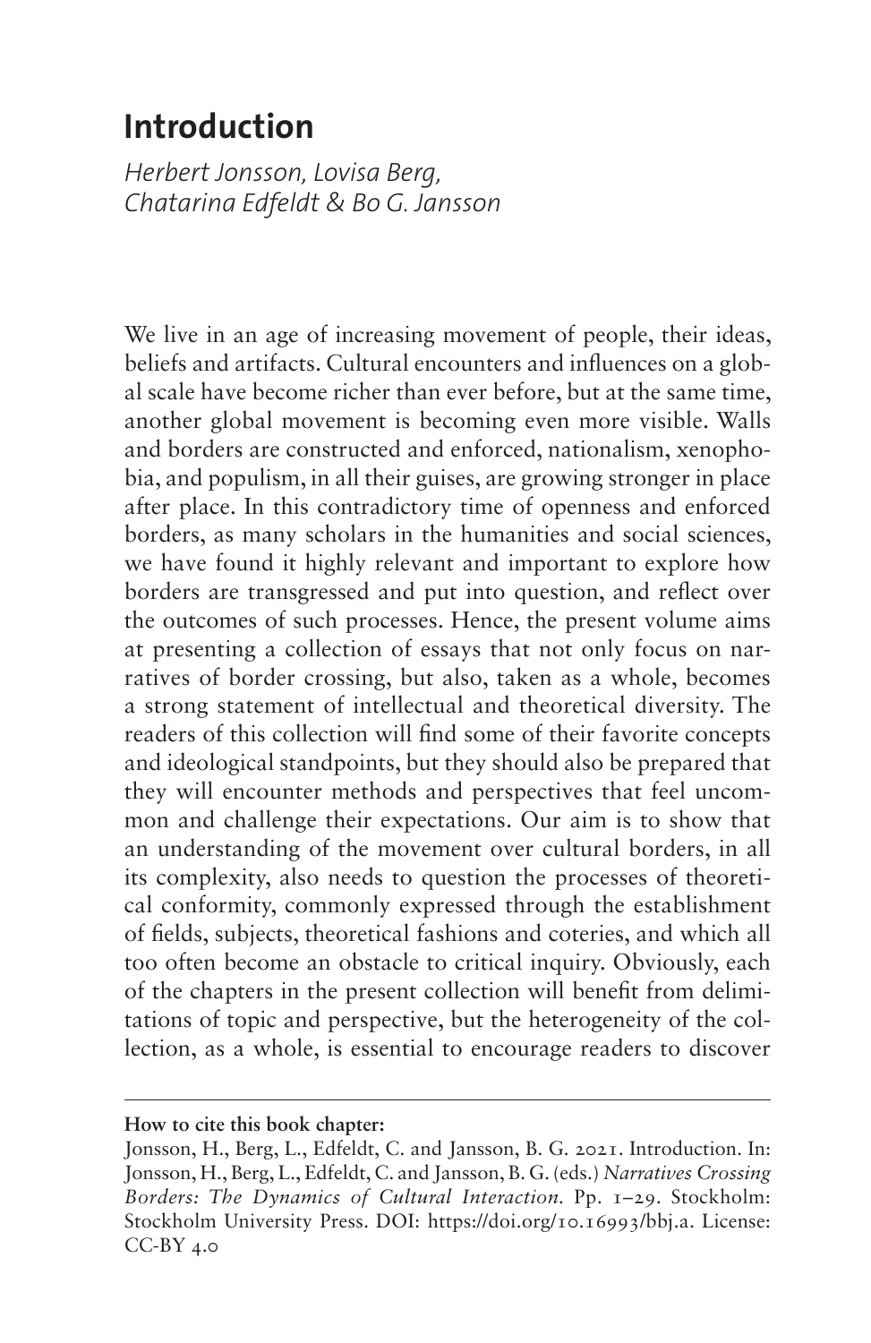# Introduction

*Herbert Jonsson, Lovisa Berg, Chatarina Edfeldt & Bo G. Jansson*

We live in an age of increasing movement of people, their ideas, beliefs and artifacts. Cultural encounters and influences on a global scale have become richer than ever before, but at the same time, another global movement is becoming even more visible. Walls and borders are constructed and enforced, nationalism, xenophobia, and populism, in all their guises, are growing stronger in place after place. In this contradictory time of openness and enforced borders, as many scholars in the humanities and social sciences, we have found it highly relevant and important to explore how borders are transgressed and put into question, and reflect over the outcomes of such processes. Hence, the present volume aims at presenting a collection of essays that not only focus on narratives of border crossing, but also, taken as a whole, becomes a strong statement of intellectual and theoretical diversity. The readers of this collection will find some of their favorite concepts and ideological standpoints, but they should also be prepared that they will encounter methods and perspectives that feel uncommon and challenge their expectations. Our aim is to show that an understanding of the movement over cultural borders, in all its complexity, also needs to question the processes of theoretical conformity, commonly expressed through the establishment of fields, subjects, theoretical fashions and coteries, and which all too often become an obstacle to critical inquiry. Obviously, each of the chapters in the present collection will benefit from delimitations of topic and perspective, but the heterogeneity of the collection, as a whole, is essential to encourage readers to discover

---

**How to cite this book chapter:**

Jonsson, H., Berg, L., Edfeldt, C. and Jansson, B. G. 2021. Introduction. In: Jonsson, H., Berg, L., Edfeldt, C. and Jansson, B. G. (eds.) *Narratives Crossing Borders: The Dynamics of Cultural Interaction.* Pp. 1–29. Stockholm: Stockholm University Press. DOI: https://doi.org/10.16993/bbj.a. License: CC-BY 4.0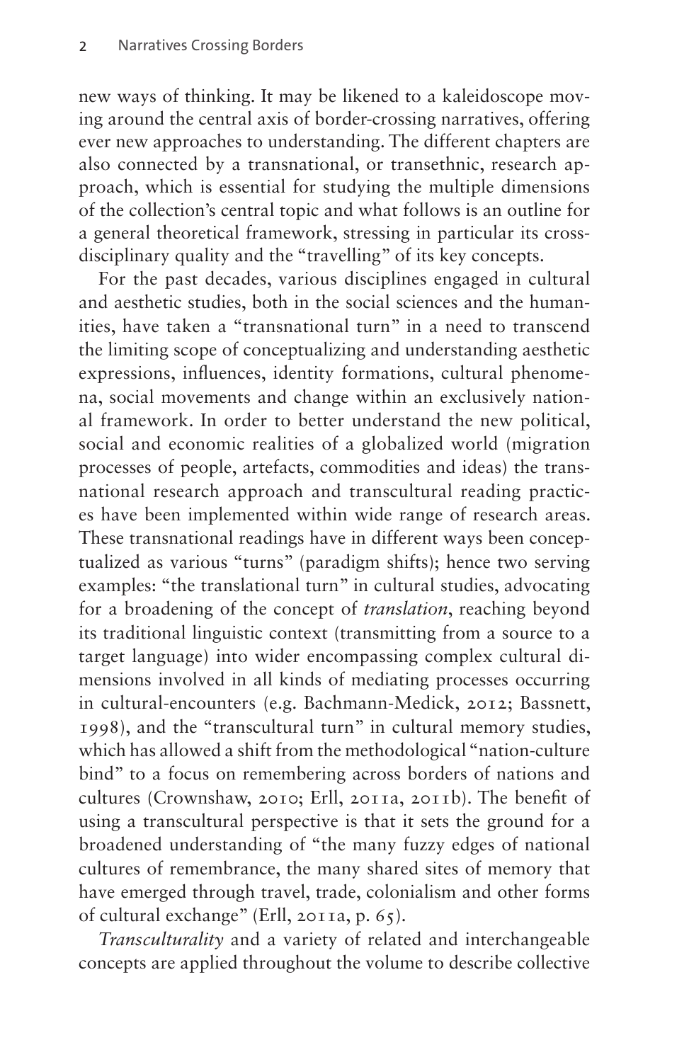new ways of thinking. It may be likened to a kaleidoscope moving around the central axis of border-crossing narratives, offering ever new approaches to understanding. The different chapters are also connected by a transnational, or transethnic, research approach, which is essential for studying the multiple dimensions of the collection's central topic and what follows is an outline for a general theoretical framework, stressing in particular its cross-disciplinary quality and the "travelling" of its key concepts.

For the past decades, various disciplines engaged in cultural and aesthetic studies, both in the social sciences and the humanities, have taken a "transnational turn" in a need to transcend the limiting scope of conceptualizing and understanding aesthetic expressions, influences, identity formations, cultural phenomena, social movements and change within an exclusively national framework. In order to better understand the new political, social and economic realities of a globalized world (migration processes of people, artefacts, commodities and ideas) the transnational research approach and transcultural reading practices have been implemented within wide range of research areas. These transnational readings have in different ways been conceptualized as various "turns" (paradigm shifts); hence two serving examples: "the translational turn" in cultural studies, advocating for a broadening of the concept of *translation*, reaching beyond its traditional linguistic context (transmitting from a source to a target language) into wider encompassing complex cultural dimensions involved in all kinds of mediating processes occurring in cultural-encounters (e.g. Bachmann-Medick, 2012; Bassnett, 1998), and the "transcultural turn" in cultural memory studies, which has allowed a shift from the methodological "nation-culture bind" to a focus on remembering across borders of nations and cultures (Crownshaw, 2010; Erll, 2011a, 2011b). The benefit of using a transcultural perspective is that it sets the ground for a broadened understanding of "the many fuzzy edges of national cultures of remembrance, the many shared sites of memory that have emerged through travel, trade, colonialism and other forms of cultural exchange" (Erll, 2011a, p. 65).

*Transculturality* and a variety of related and interchangeable concepts are applied throughout the volume to describe collective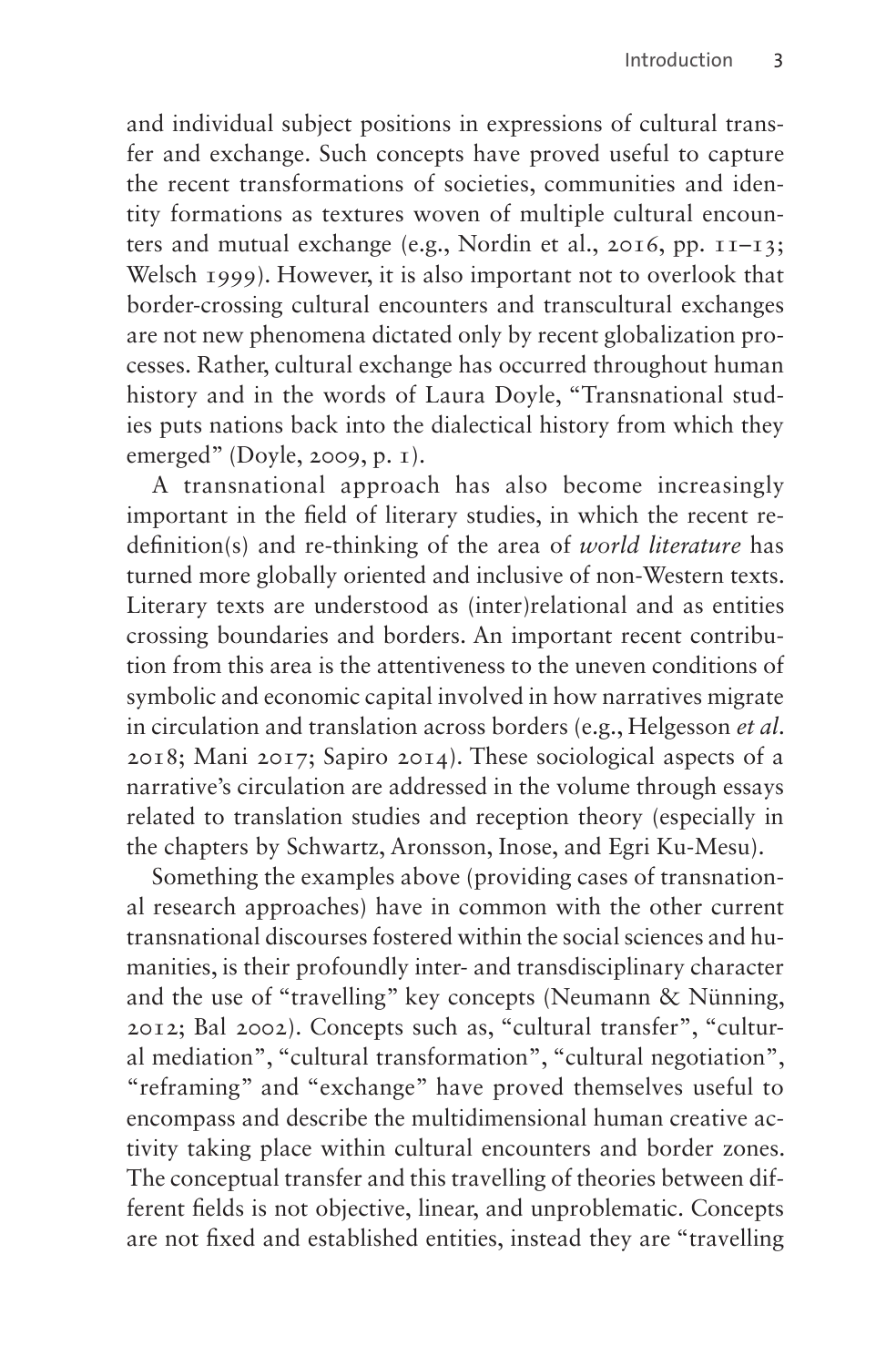and individual subject positions in expressions of cultural transfer and exchange. Such concepts have proved useful to capture the recent transformations of societies, communities and identity formations as textures woven of multiple cultural encounters and mutual exchange (e.g., Nordin et al., 2016, pp. 11–13; Welsch 1999). However, it is also important not to overlook that border-crossing cultural encounters and transcultural exchanges are not new phenomena dictated only by recent globalization processes. Rather, cultural exchange has occurred throughout human history and in the words of Laura Doyle, "Transnational studies puts nations back into the dialectical history from which they emerged" (Doyle, 2009, p. 1).

A transnational approach has also become increasingly important in the field of literary studies, in which the recent re-definition(s) and re-thinking of the area of *world literature* has turned more globally oriented and inclusive of non-Western texts. Literary texts are understood as (inter)relational and as entities crossing boundaries and borders. An important recent contribution from this area is the attentiveness to the uneven conditions of symbolic and economic capital involved in how narratives migrate in circulation and translation across borders (e.g., Helgesson *et al.* 2018; Mani 2017; Sapiro 2014). These sociological aspects of a narrative's circulation are addressed in the volume through essays related to translation studies and reception theory (especially in the chapters by Schwartz, Aronsson, Inose, and Egri Ku-Mesu).

Something the examples above (providing cases of transnational research approaches) have in common with the other current transnational discourses fostered within the social sciences and humanities, is their profoundly inter- and transdisciplinary character and the use of "travelling" key concepts (Neumann & Nünning, 2012; Bal 2002). Concepts such as, "cultural transfer", "cultural mediation", "cultural transformation", "cultural negotiation", "reframing" and "exchange" have proved themselves useful to encompass and describe the multidimensional human creative activity taking place within cultural encounters and border zones. The conceptual transfer and this travelling of theories between different fields is not objective, linear, and unproblematic. Concepts are not fixed and established entities, instead they are "travelling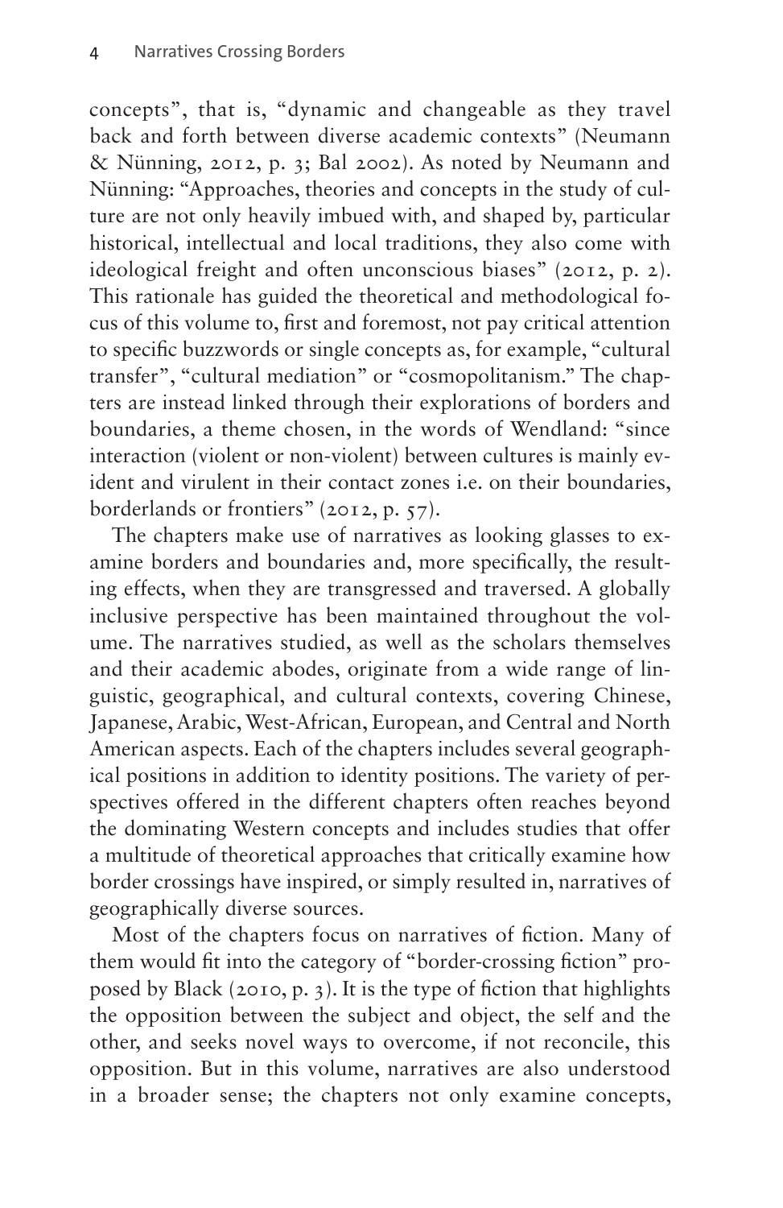concepts", that is, "dynamic and changeable as they travel back and forth between diverse academic contexts" (Neumann & Nünning, 2012, p. 3; Bal 2002). As noted by Neumann and Nünning: "Approaches, theories and concepts in the study of culture are not only heavily imbued with, and shaped by, particular historical, intellectual and local traditions, they also come with ideological freight and often unconscious biases" (2012, p. 2). This rationale has guided the theoretical and methodological focus of this volume to, first and foremost, not pay critical attention to specific buzzwords or single concepts as, for example, "cultural transfer", "cultural mediation" or "cosmopolitanism." The chapters are instead linked through their explorations of borders and boundaries, a theme chosen, in the words of Wendland: "since interaction (violent or non-violent) between cultures is mainly evident and virulent in their contact zones i.e. on their boundaries, borderlands or frontiers" (2012, p. 57).

The chapters make use of narratives as looking glasses to examine borders and boundaries and, more specifically, the resulting effects, when they are transgressed and traversed. A globally inclusive perspective has been maintained throughout the volume. The narratives studied, as well as the scholars themselves and their academic abodes, originate from a wide range of linguistic, geographical, and cultural contexts, covering Chinese, Japanese, Arabic, West-African, European, and Central and North American aspects. Each of the chapters includes several geographical positions in addition to identity positions. The variety of perspectives offered in the different chapters often reaches beyond the dominating Western concepts and includes studies that offer a multitude of theoretical approaches that critically examine how border crossings have inspired, or simply resulted in, narratives of geographically diverse sources.

Most of the chapters focus on narratives of fiction. Many of them would fit into the category of "border-crossing fiction" proposed by Black (2010, p. 3). It is the type of fiction that highlights the opposition between the subject and object, the self and the other, and seeks novel ways to overcome, if not reconcile, this opposition. But in this volume, narratives are also understood in a broader sense; the chapters not only examine concepts,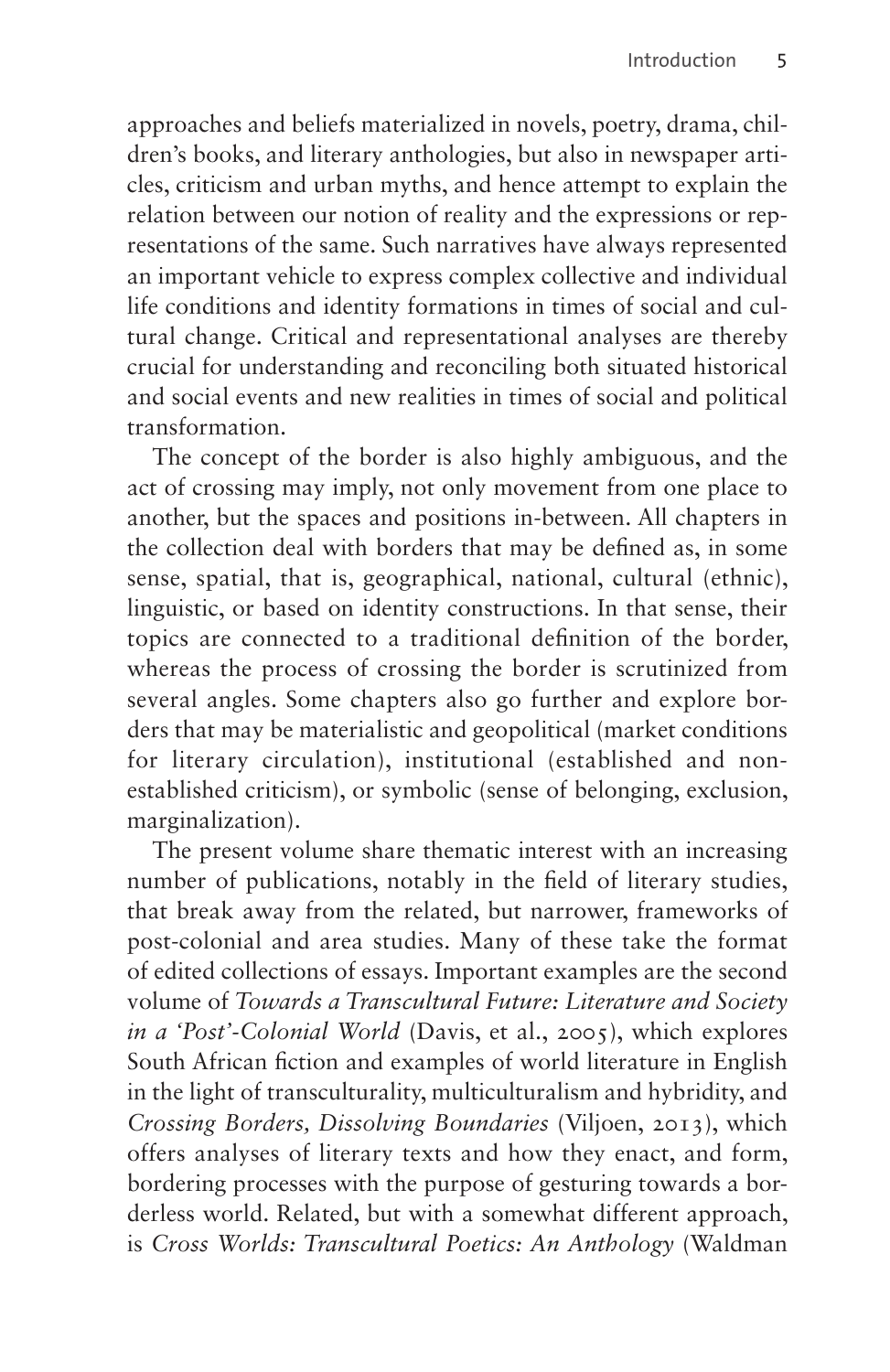approaches and beliefs materialized in novels, poetry, drama, children's books, and literary anthologies, but also in newspaper articles, criticism and urban myths, and hence attempt to explain the relation between our notion of reality and the expressions or representations of the same. Such narratives have always represented an important vehicle to express complex collective and individual life conditions and identity formations in times of social and cultural change. Critical and representational analyses are thereby crucial for understanding and reconciling both situated historical and social events and new realities in times of social and political transformation.

The concept of the border is also highly ambiguous, and the act of crossing may imply, not only movement from one place to another, but the spaces and positions in-between. All chapters in the collection deal with borders that may be defined as, in some sense, spatial, that is, geographical, national, cultural (ethnic), linguistic, or based on identity constructions. In that sense, their topics are connected to a traditional definition of the border, whereas the process of crossing the border is scrutinized from several angles. Some chapters also go further and explore borders that may be materialistic and geopolitical (market conditions for literary circulation), institutional (established and non-established criticism), or symbolic (sense of belonging, exclusion, marginalization).

The present volume share thematic interest with an increasing number of publications, notably in the field of literary studies, that break away from the related, but narrower, frameworks of post-colonial and area studies. Many of these take the format of edited collections of essays. Important examples are the second volume of *Towards a Transcultural Future: Literature and Society in a 'Post'-Colonial World* (Davis, et al., 2005), which explores South African fiction and examples of world literature in English in the light of transculturality, multiculturalism and hybridity, and *Crossing Borders, Dissolving Boundaries* (Viljoen, 2013), which offers analyses of literary texts and how they enact, and form, bordering processes with the purpose of gesturing towards a borderless world. Related, but with a somewhat different approach, is *Cross Worlds: Transcultural Poetics: An Anthology* (Waldman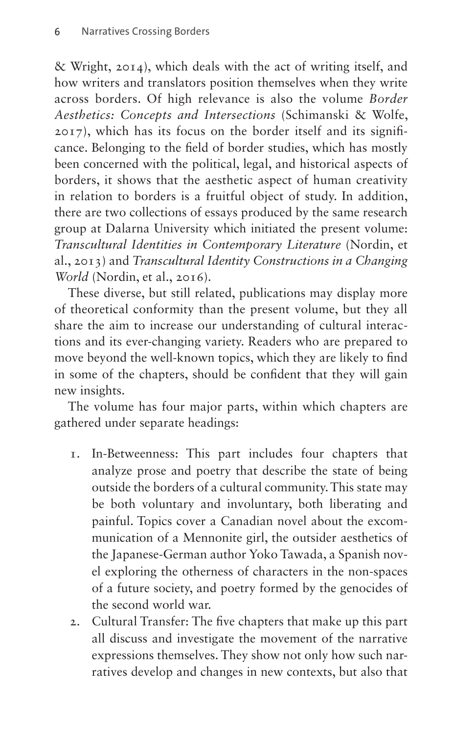& Wright, 2014), which deals with the act of writing itself, and how writers and translators position themselves when they write across borders. Of high relevance is also the volume *Border Aesthetics: Concepts and Intersections* (Schimanski & Wolfe, 2017), which has its focus on the border itself and its significance. Belonging to the field of border studies, which has mostly been concerned with the political, legal, and historical aspects of borders, it shows that the aesthetic aspect of human creativity in relation to borders is a fruitful object of study. In addition, there are two collections of essays produced by the same research group at Dalarna University which initiated the present volume: *Transcultural Identities in Contemporary Literature* (Nordin, et al., 2013) and *Transcultural Identity Constructions in a Changing World* (Nordin, et al., 2016).

These diverse, but still related, publications may display more of theoretical conformity than the present volume, but they all share the aim to increase our understanding of cultural interactions and its ever-changing variety. Readers who are prepared to move beyond the well-known topics, which they are likely to find in some of the chapters, should be confident that they will gain new insights.

The volume has four major parts, within which chapters are gathered under separate headings:

1. In-Betweenness: This part includes four chapters that analyze prose and poetry that describe the state of being outside the borders of a cultural community. This state may be both voluntary and involuntary, both liberating and painful. Topics cover a Canadian novel about the excommunication of a Mennonite girl, the outsider aesthetics of the Japanese-German author Yoko Tawada, a Spanish novel exploring the otherness of characters in the non-spaces of a future society, and poetry formed by the genocides of the second world war.
2. Cultural Transfer: The five chapters that make up this part all discuss and investigate the movement of the narrative expressions themselves. They show not only how such narratives develop and changes in new contexts, but also that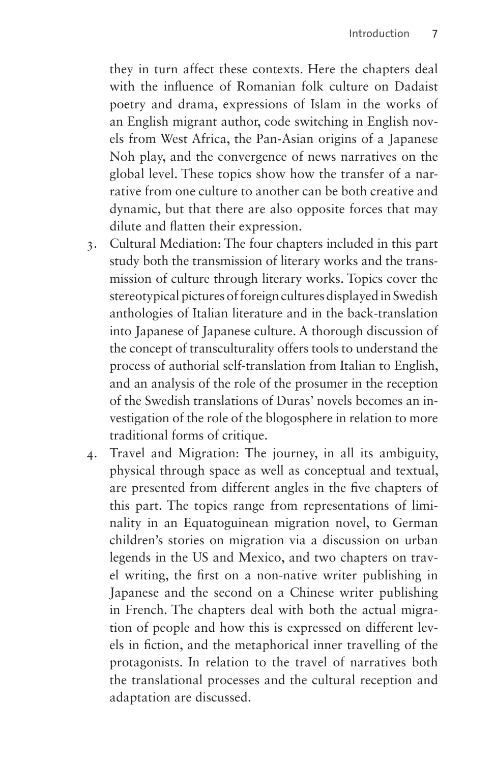they in turn affect these contexts. Here the chapters deal with the influence of Romanian folk culture on Dadaist poetry and drama, expressions of Islam in the works of an English migrant author, code switching in English novels from West Africa, the Pan-Asian origins of a Japanese Noh play, and the convergence of news narratives on the global level. These topics show how the transfer of a narrative from one culture to another can be both creative and dynamic, but that there are also opposite forces that may dilute and flatten their expression.

3. Cultural Mediation: The four chapters included in this part study both the transmission of literary works and the transmission of culture through literary works. Topics cover the stereotypical pictures of foreign cultures displayed in Swedish anthologies of Italian literature and in the back-translation into Japanese of Japanese culture. A thorough discussion of the concept of transculturality offers tools to understand the process of authorial self-translation from Italian to English, and an analysis of the role of the prosumer in the reception of the Swedish translations of Duras' novels becomes an investigation of the role of the blogosphere in relation to more traditional forms of critique.
4. Travel and Migration: The journey, in all its ambiguity, physical through space as well as conceptual and textual, are presented from different angles in the five chapters of this part. The topics range from representations of liminality in an Equatoguinean migration novel, to German children's stories on migration via a discussion on urban legends in the US and Mexico, and two chapters on travel writing, the first on a non-native writer publishing in Japanese and the second on a Chinese writer publishing in French. The chapters deal with both the actual migration of people and how this is expressed on different levels in fiction, and the metaphorical inner travelling of the protagonists. In relation to the travel of narratives both the translational processes and the cultural reception and adaptation are discussed.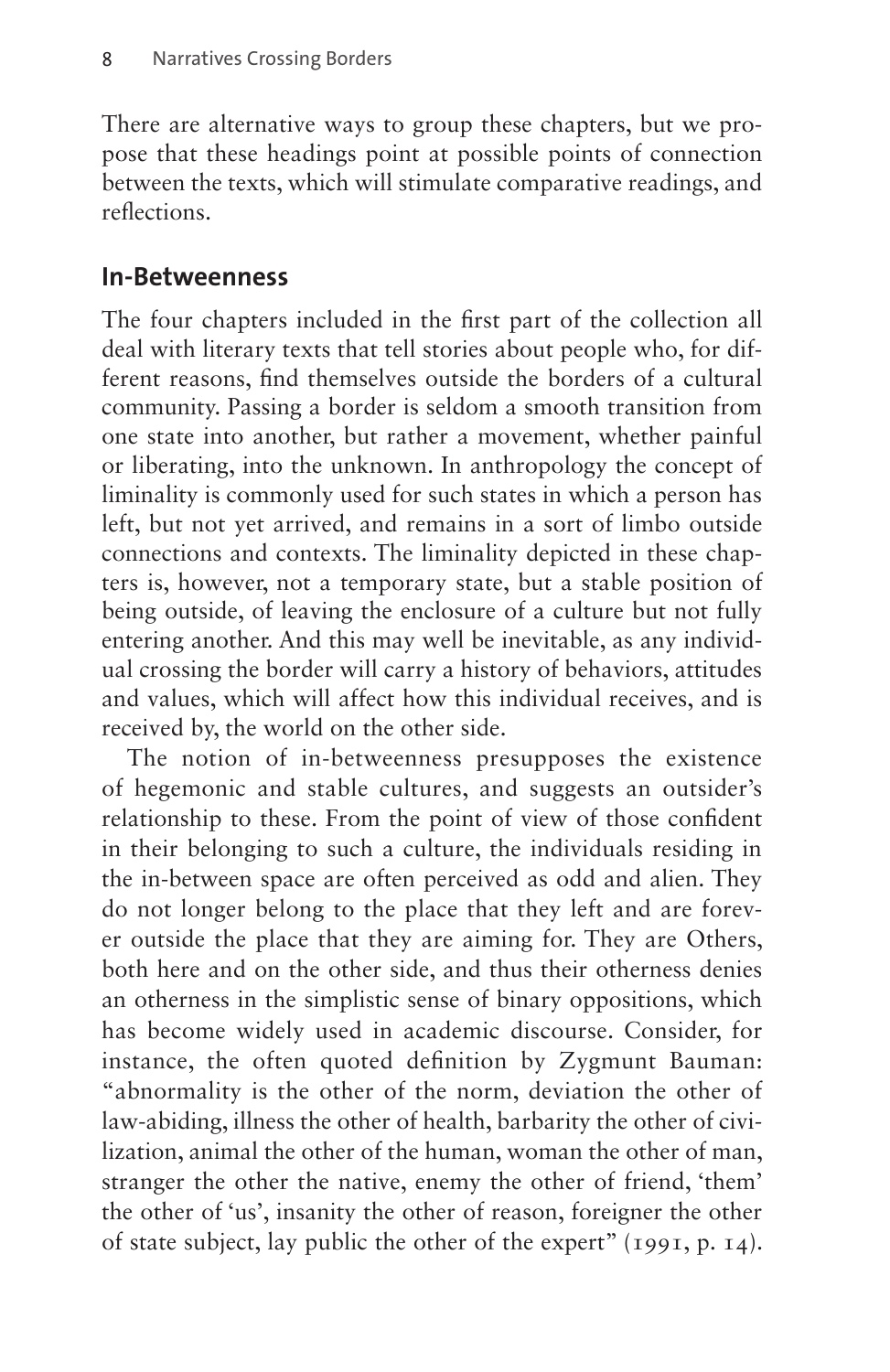There are alternative ways to group these chapters, but we propose that these headings point at possible points of connection between the texts, which will stimulate comparative readings, and reflections.

## In-Betweenness

The four chapters included in the first part of the collection all deal with literary texts that tell stories about people who, for different reasons, find themselves outside the borders of a cultural community. Passing a border is seldom a smooth transition from one state into another, but rather a movement, whether painful or liberating, into the unknown. In anthropology the concept of liminality is commonly used for such states in which a person has left, but not yet arrived, and remains in a sort of limbo outside connections and contexts. The liminality depicted in these chapters is, however, not a temporary state, but a stable position of being outside, of leaving the enclosure of a culture but not fully entering another. And this may well be inevitable, as any individual crossing the border will carry a history of behaviors, attitudes and values, which will affect how this individual receives, and is received by, the world on the other side.

The notion of in-betweenness presupposes the existence of hegemonic and stable cultures, and suggests an outsider's relationship to these. From the point of view of those confident in their belonging to such a culture, the individuals residing in the in-between space are often perceived as odd and alien. They do not longer belong to the place that they left and are forever outside the place that they are aiming for. They are Others, both here and on the other side, and thus their otherness denies an otherness in the simplistic sense of binary oppositions, which has become widely used in academic discourse. Consider, for instance, the often quoted definition by Zygmunt Bauman: "abnormality is the other of the norm, deviation the other of law-abiding, illness the other of health, barbarity the other of civilization, animal the other of the human, woman the other of man, stranger the other the native, enemy the other of friend, 'them' the other of 'us', insanity the other of reason, foreigner the other of state subject, lay public the other of the expert" (1991, p. 14).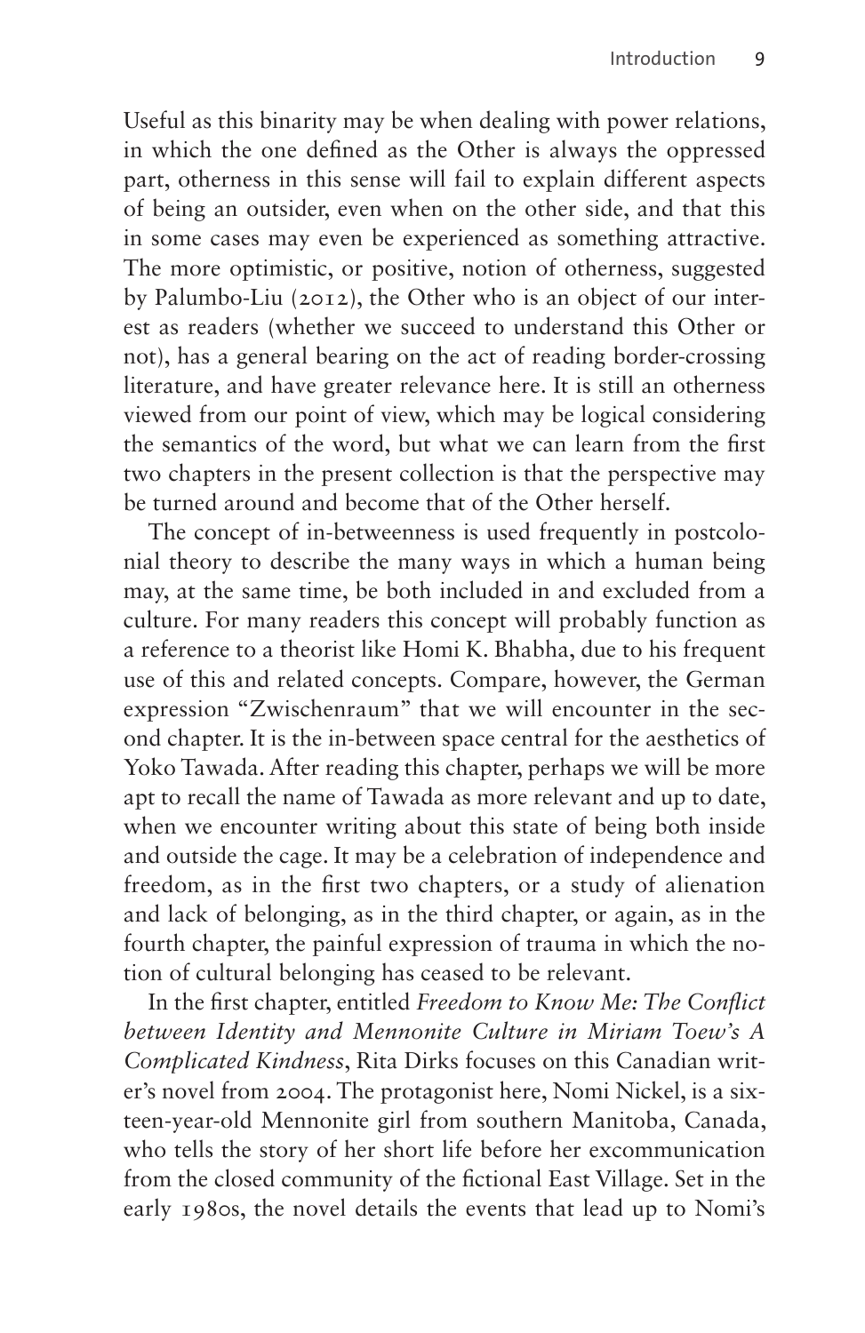Useful as this binarity may be when dealing with power relations, in which the one defined as the Other is always the oppressed part, otherness in this sense will fail to explain different aspects of being an outsider, even when on the other side, and that this in some cases may even be experienced as something attractive. The more optimistic, or positive, notion of otherness, suggested by Palumbo-Liu (2012), the Other who is an object of our interest as readers (whether we succeed to understand this Other or not), has a general bearing on the act of reading border-crossing literature, and have greater relevance here. It is still an otherness viewed from our point of view, which may be logical considering the semantics of the word, but what we can learn from the first two chapters in the present collection is that the perspective may be turned around and become that of the Other herself.

The concept of in-betweenness is used frequently in postcolonial theory to describe the many ways in which a human being may, at the same time, be both included in and excluded from a culture. For many readers this concept will probably function as a reference to a theorist like Homi K. Bhabha, due to his frequent use of this and related concepts. Compare, however, the German expression "Zwischenraum" that we will encounter in the second chapter. It is the in-between space central for the aesthetics of Yoko Tawada. After reading this chapter, perhaps we will be more apt to recall the name of Tawada as more relevant and up to date, when we encounter writing about this state of being both inside and outside the cage. It may be a celebration of independence and freedom, as in the first two chapters, or a study of alienation and lack of belonging, as in the third chapter, or again, as in the fourth chapter, the painful expression of trauma in which the notion of cultural belonging has ceased to be relevant.

In the first chapter, entitled *Freedom to Know Me: The Conflict between Identity and Mennonite Culture in Miriam Toew's A Complicated Kindness*, Rita Dirks focuses on this Canadian writer's novel from 2004. The protagonist here, Nomi Nickel, is a sixteen-year-old Mennonite girl from southern Manitoba, Canada, who tells the story of her short life before her excommunication from the closed community of the fictional East Village. Set in the early 1980s, the novel details the events that lead up to Nomi's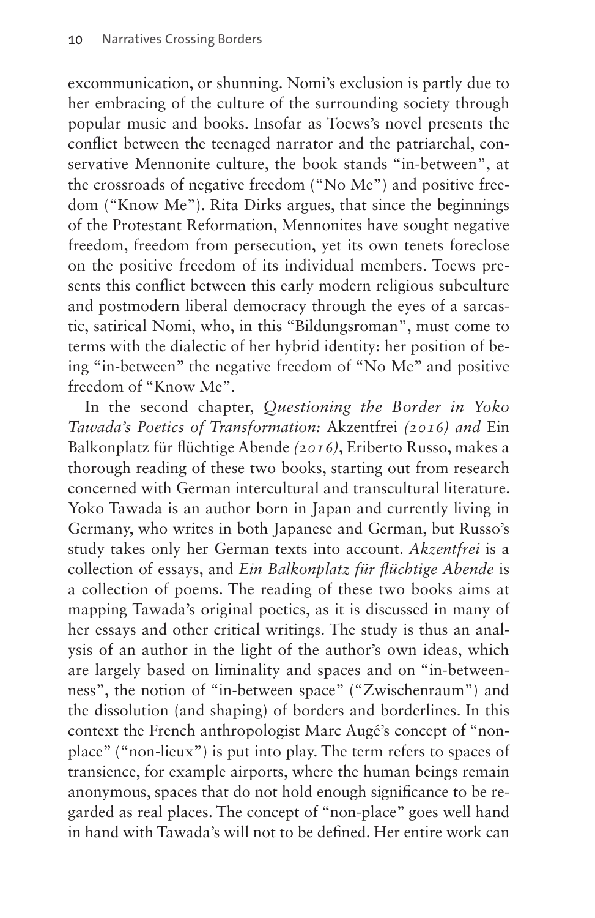excommunication, or shunning. Nomi's exclusion is partly due to her embracing of the culture of the surrounding society through popular music and books. Insofar as Toews's novel presents the conflict between the teenaged narrator and the patriarchal, conservative Mennonite culture, the book stands "in-between", at the crossroads of negative freedom ("No Me") and positive freedom ("Know Me"). Rita Dirks argues, that since the beginnings of the Protestant Reformation, Mennonites have sought negative freedom, freedom from persecution, yet its own tenets foreclose on the positive freedom of its individual members. Toews presents this conflict between this early modern religious subculture and postmodern liberal democracy through the eyes of a sarcastic, satirical Nomi, who, in this "Bildungsroman", must come to terms with the dialectic of her hybrid identity: her position of being "in-between" the negative freedom of "No Me" and positive freedom of "Know Me".

In the second chapter, *Questioning the Border in Yoko Tawada's Poetics of Transformation:* Akzentfrei *(2016) and* Ein Balkonplatz für flüchtige Abende *(2016)*, Eriberto Russo, makes a thorough reading of these two books, starting out from research concerned with German intercultural and transcultural literature. Yoko Tawada is an author born in Japan and currently living in Germany, who writes in both Japanese and German, but Russo's study takes only her German texts into account. *Akzentfrei* is a collection of essays, and *Ein Balkonplatz für flüchtige Abende* is a collection of poems. The reading of these two books aims at mapping Tawada's original poetics, as it is discussed in many of her essays and other critical writings. The study is thus an analysis of an author in the light of the author's own ideas, which are largely based on liminality and spaces and on "in-betweenness", the notion of "in-between space" ("Zwischenraum") and the dissolution (and shaping) of borders and borderlines. In this context the French anthropologist Marc Augé's concept of "non-place" ("non-lieux") is put into play. The term refers to spaces of transience, for example airports, where the human beings remain anonymous, spaces that do not hold enough significance to be regarded as real places. The concept of "non-place" goes well hand in hand with Tawada's will not to be defined. Her entire work can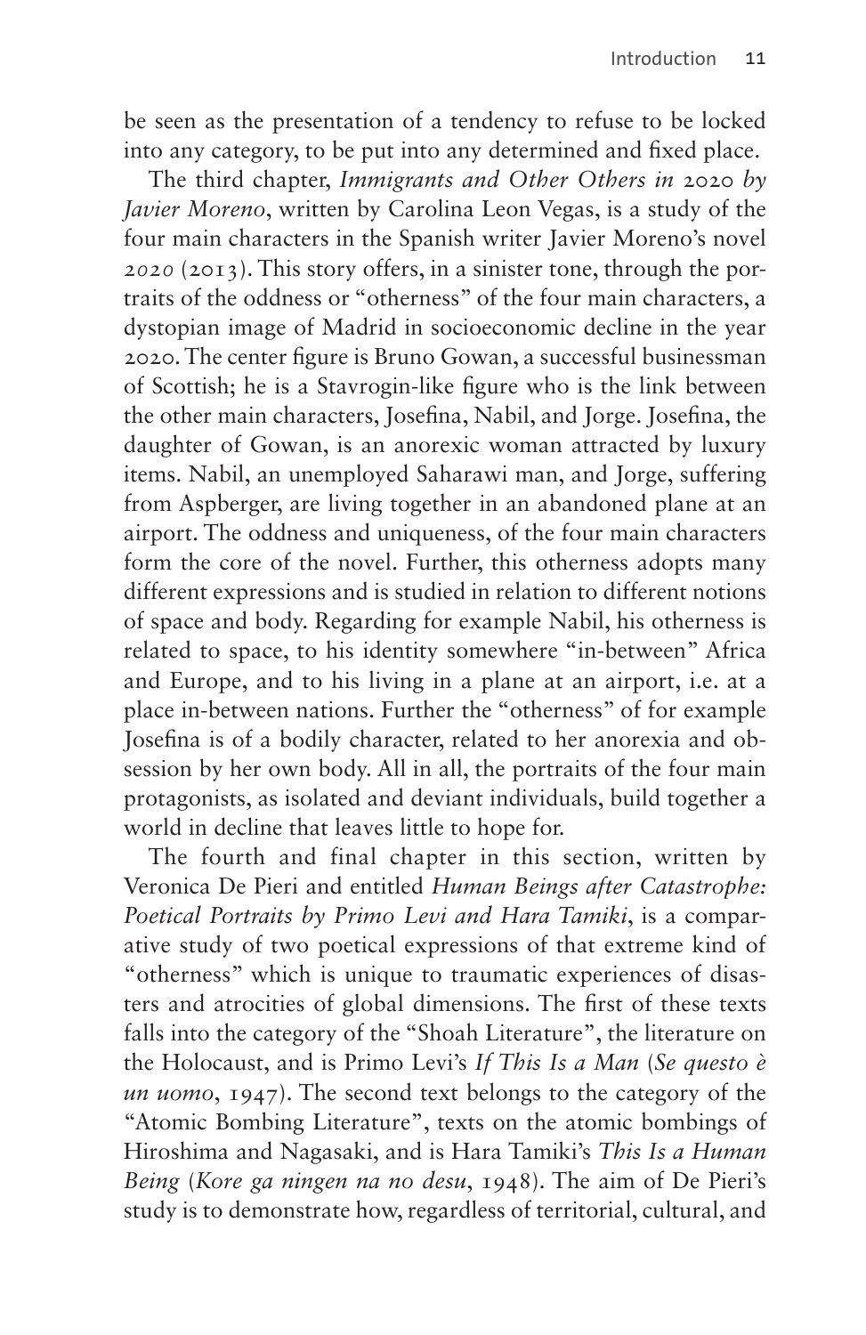be seen as the presentation of a tendency to refuse to be locked into any category, to be put into any determined and fixed place.

The third chapter, *Immigrants and Other Others in 2020 by Javier Moreno*, written by Carolina Leon Vegas, is a study of the four main characters in the Spanish writer Javier Moreno's novel *2020* (2013). This story offers, in a sinister tone, through the portraits of the oddness or "otherness" of the four main characters, a dystopian image of Madrid in socioeconomic decline in the year 2020. The center figure is Bruno Gowan, a successful businessman of Scottish; he is a Stavrogin-like figure who is the link between the other main characters, Josefina, Nabil, and Jorge. Josefina, the daughter of Gowan, is an anorexic woman attracted by luxury items. Nabil, an unemployed Saharawi man, and Jorge, suffering from Aspberger, are living together in an abandoned plane at an airport. The oddness and uniqueness, of the four main characters form the core of the novel. Further, this otherness adopts many different expressions and is studied in relation to different notions of space and body. Regarding for example Nabil, his otherness is related to space, to his identity somewhere "in-between" Africa and Europe, and to his living in a plane at an airport, i.e. at a place in-between nations. Further the "otherness" of for example Josefina is of a bodily character, related to her anorexia and obsession by her own body. All in all, the portraits of the four main protagonists, as isolated and deviant individuals, build together a world in decline that leaves little to hope for.

The fourth and final chapter in this section, written by Veronica De Pieri and entitled *Human Beings after Catastrophe: Poetical Portraits by Primo Levi and Hara Tamiki*, is a comparative study of two poetical expressions of that extreme kind of "otherness" which is unique to traumatic experiences of disasters and atrocities of global dimensions. The first of these texts falls into the category of the "Shoah Literature", the literature on the Holocaust, and is Primo Levi's *If This Is a Man* (*Se questo è un uomo*, 1947). The second text belongs to the category of the "Atomic Bombing Literature", texts on the atomic bombings of Hiroshima and Nagasaki, and is Hara Tamiki's *This Is a Human Being* (*Kore ga ningen na no desu*, 1948). The aim of De Pieri's study is to demonstrate how, regardless of territorial, cultural, and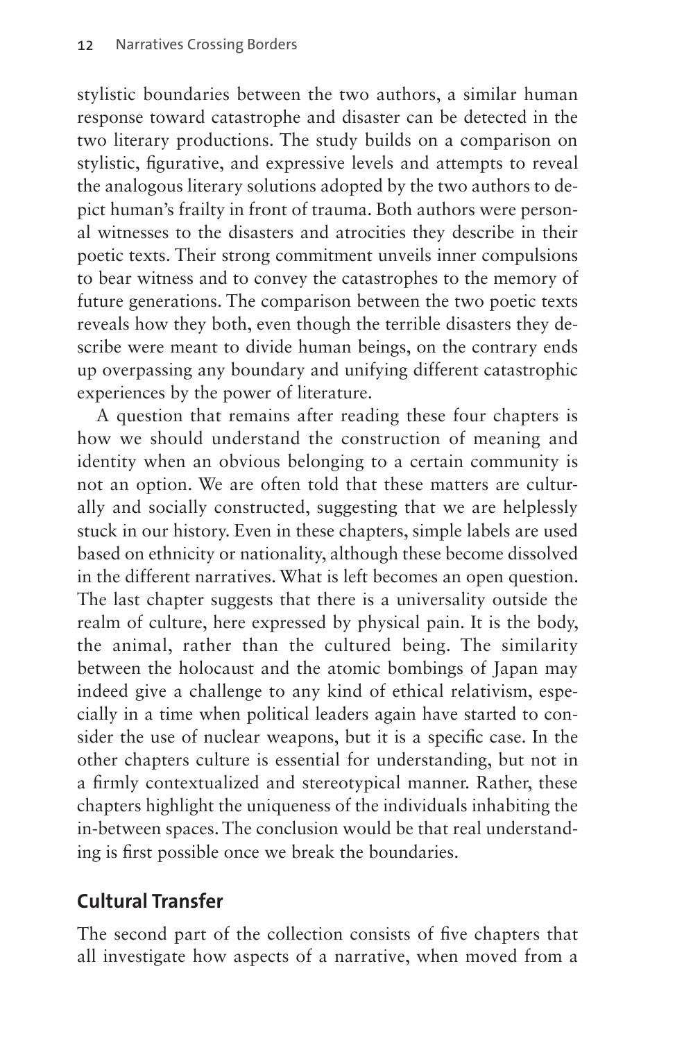stylistic boundaries between the two authors, a similar human response toward catastrophe and disaster can be detected in the two literary productions. The study builds on a comparison on stylistic, figurative, and expressive levels and attempts to reveal the analogous literary solutions adopted by the two authors to depict human's frailty in front of trauma. Both authors were personal witnesses to the disasters and atrocities they describe in their poetic texts. Their strong commitment unveils inner compulsions to bear witness and to convey the catastrophes to the memory of future generations. The comparison between the two poetic texts reveals how they both, even though the terrible disasters they describe were meant to divide human beings, on the contrary ends up overpassing any boundary and unifying different catastrophic experiences by the power of literature.

A question that remains after reading these four chapters is how we should understand the construction of meaning and identity when an obvious belonging to a certain community is not an option. We are often told that these matters are culturally and socially constructed, suggesting that we are helplessly stuck in our history. Even in these chapters, simple labels are used based on ethnicity or nationality, although these become dissolved in the different narratives. What is left becomes an open question. The last chapter suggests that there is a universality outside the realm of culture, here expressed by physical pain. It is the body, the animal, rather than the cultured being. The similarity between the holocaust and the atomic bombings of Japan may indeed give a challenge to any kind of ethical relativism, especially in a time when political leaders again have started to consider the use of nuclear weapons, but it is a specific case. In the other chapters culture is essential for understanding, but not in a firmly contextualized and stereotypical manner. Rather, these chapters highlight the uniqueness of the individuals inhabiting the in-between spaces. The conclusion would be that real understanding is first possible once we break the boundaries.

## Cultural Transfer

The second part of the collection consists of five chapters that all investigate how aspects of a narrative, when moved from a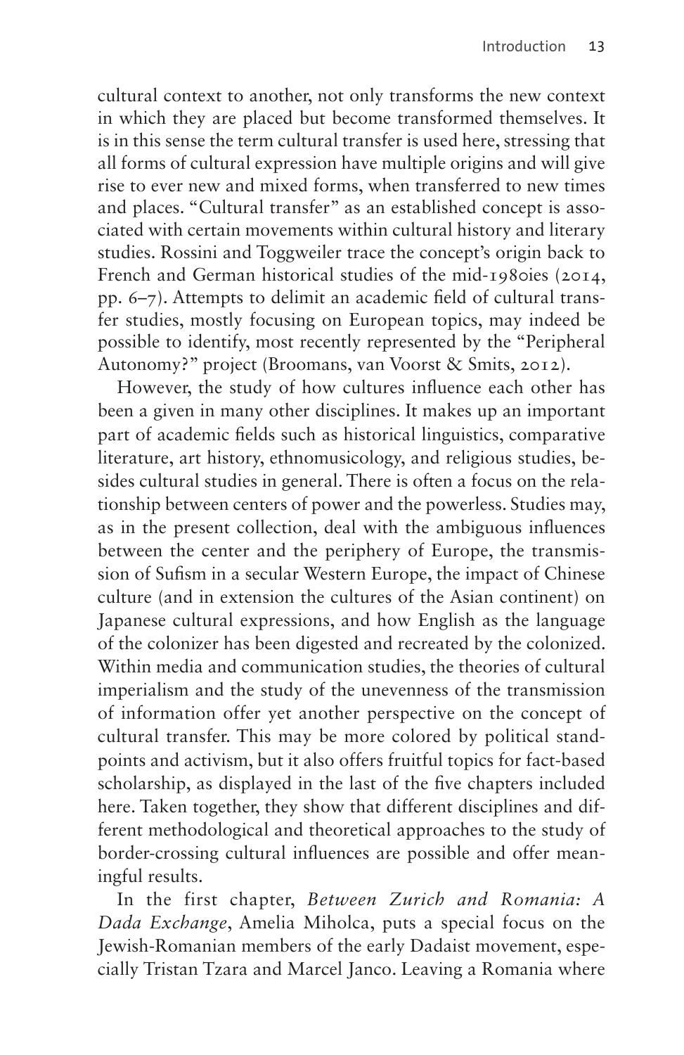cultural context to another, not only transforms the new context in which they are placed but become transformed themselves. It is in this sense the term cultural transfer is used here, stressing that all forms of cultural expression have multiple origins and will give rise to ever new and mixed forms, when transferred to new times and places. "Cultural transfer" as an established concept is associated with certain movements within cultural history and literary studies. Rossini and Toggweiler trace the concept's origin back to French and German historical studies of the mid-1980ies (2014, pp. 6–7). Attempts to delimit an academic field of cultural transfer studies, mostly focusing on European topics, may indeed be possible to identify, most recently represented by the "Peripheral Autonomy?" project (Broomans, van Voorst & Smits, 2012).

However, the study of how cultures influence each other has been a given in many other disciplines. It makes up an important part of academic fields such as historical linguistics, comparative literature, art history, ethnomusicology, and religious studies, besides cultural studies in general. There is often a focus on the relationship between centers of power and the powerless. Studies may, as in the present collection, deal with the ambiguous influences between the center and the periphery of Europe, the transmission of Sufism in a secular Western Europe, the impact of Chinese culture (and in extension the cultures of the Asian continent) on Japanese cultural expressions, and how English as the language of the colonizer has been digested and recreated by the colonized. Within media and communication studies, the theories of cultural imperialism and the study of the unevenness of the transmission of information offer yet another perspective on the concept of cultural transfer. This may be more colored by political standpoints and activism, but it also offers fruitful topics for fact-based scholarship, as displayed in the last of the five chapters included here. Taken together, they show that different disciplines and different methodological and theoretical approaches to the study of border-crossing cultural influences are possible and offer meaningful results.

In the first chapter, *Between Zurich and Romania: A Dada Exchange*, Amelia Miholca, puts a special focus on the Jewish-Romanian members of the early Dadaist movement, especially Tristan Tzara and Marcel Janco. Leaving a Romania where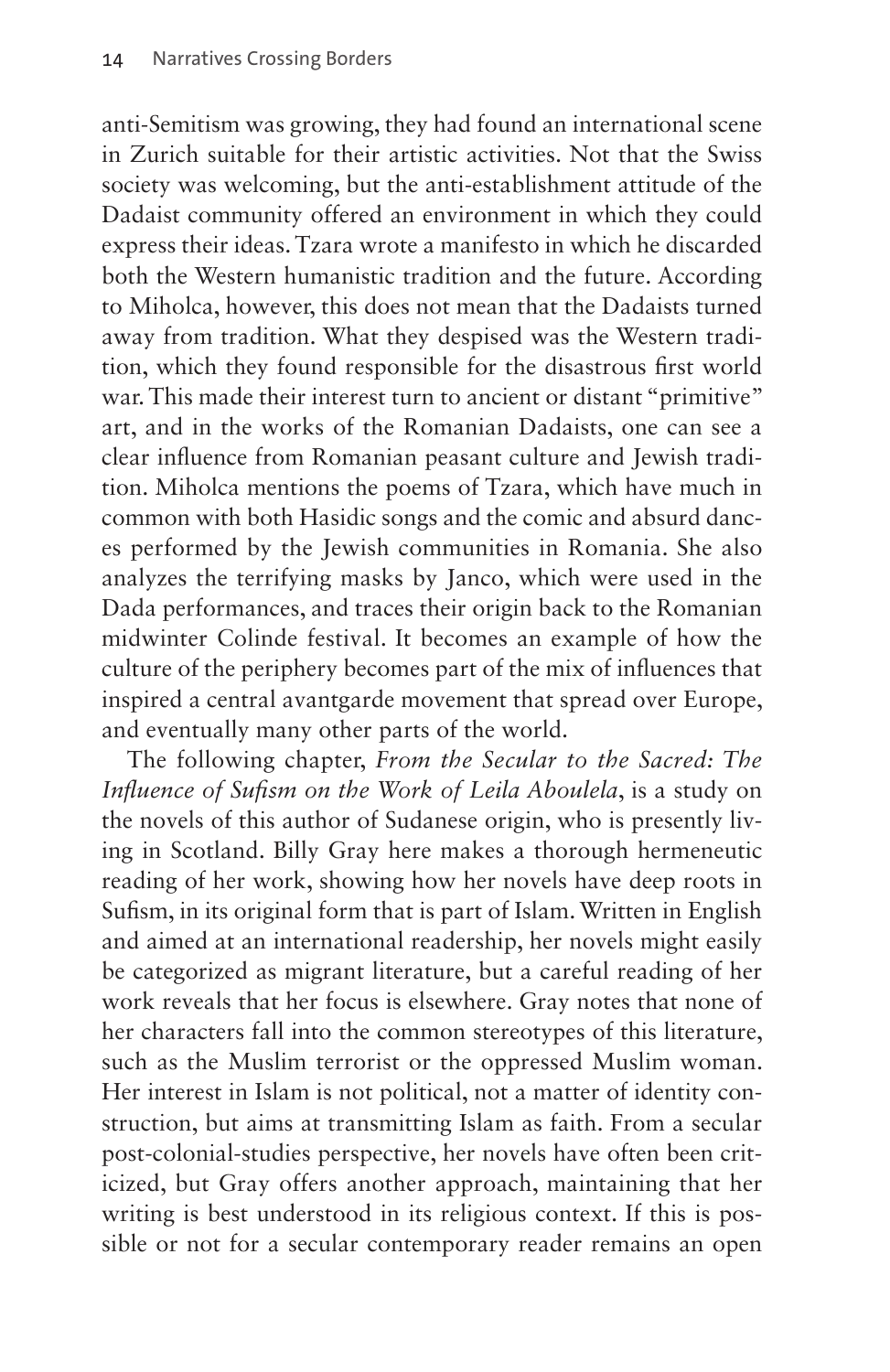anti-Semitism was growing, they had found an international scene in Zurich suitable for their artistic activities. Not that the Swiss society was welcoming, but the anti-establishment attitude of the Dadaist community offered an environment in which they could express their ideas. Tzara wrote a manifesto in which he discarded both the Western humanistic tradition and the future. According to Miholca, however, this does not mean that the Dadaists turned away from tradition. What they despised was the Western tradition, which they found responsible for the disastrous first world war. This made their interest turn to ancient or distant "primitive" art, and in the works of the Romanian Dadaists, one can see a clear influence from Romanian peasant culture and Jewish tradition. Miholca mentions the poems of Tzara, which have much in common with both Hasidic songs and the comic and absurd dances performed by the Jewish communities in Romania. She also analyzes the terrifying masks by Janco, which were used in the Dada performances, and traces their origin back to the Romanian midwinter Colinde festival. It becomes an example of how the culture of the periphery becomes part of the mix of influences that inspired a central avantgarde movement that spread over Europe, and eventually many other parts of the world.

The following chapter, *From the Secular to the Sacred: The Influence of Sufism on the Work of Leila Aboulela*, is a study on the novels of this author of Sudanese origin, who is presently living in Scotland. Billy Gray here makes a thorough hermeneutic reading of her work, showing how her novels have deep roots in Sufism, in its original form that is part of Islam. Written in English and aimed at an international readership, her novels might easily be categorized as migrant literature, but a careful reading of her work reveals that her focus is elsewhere. Gray notes that none of her characters fall into the common stereotypes of this literature, such as the Muslim terrorist or the oppressed Muslim woman. Her interest in Islam is not political, not a matter of identity construction, but aims at transmitting Islam as faith. From a secular post-colonial-studies perspective, her novels have often been criticized, but Gray offers another approach, maintaining that her writing is best understood in its religious context. If this is possible or not for a secular contemporary reader remains an open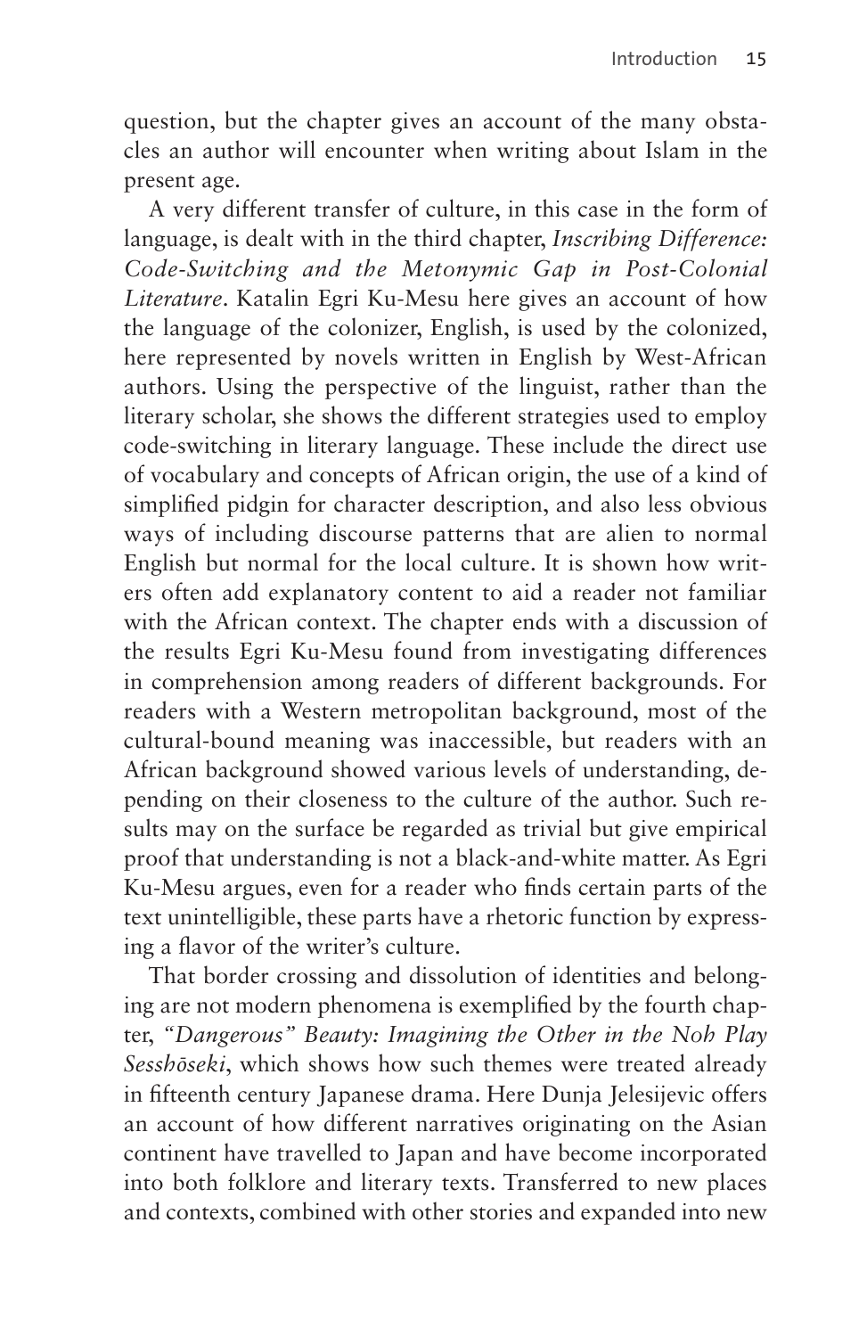question, but the chapter gives an account of the many obstacles an author will encounter when writing about Islam in the present age.

A very different transfer of culture, in this case in the form of language, is dealt with in the third chapter, *Inscribing Difference: Code-Switching and the Metonymic Gap in Post-Colonial Literature*. Katalin Egri Ku-Mesu here gives an account of how the language of the colonizer, English, is used by the colonized, here represented by novels written in English by West-African authors. Using the perspective of the linguist, rather than the literary scholar, she shows the different strategies used to employ code-switching in literary language. These include the direct use of vocabulary and concepts of African origin, the use of a kind of simplified pidgin for character description, and also less obvious ways of including discourse patterns that are alien to normal English but normal for the local culture. It is shown how writers often add explanatory content to aid a reader not familiar with the African context. The chapter ends with a discussion of the results Egri Ku-Mesu found from investigating differences in comprehension among readers of different backgrounds. For readers with a Western metropolitan background, most of the cultural-bound meaning was inaccessible, but readers with an African background showed various levels of understanding, depending on their closeness to the culture of the author. Such results may on the surface be regarded as trivial but give empirical proof that understanding is not a black-and-white matter. As Egri Ku-Mesu argues, even for a reader who finds certain parts of the text unintelligible, these parts have a rhetoric function by expressing a flavor of the writer's culture.

That border crossing and dissolution of identities and belonging are not modern phenomena is exemplified by the fourth chapter, *"Dangerous" Beauty: Imagining the Other in the Noh Play Sesshōseki*, which shows how such themes were treated already in fifteenth century Japanese drama. Here Dunja Jelesijevic offers an account of how different narratives originating on the Asian continent have travelled to Japan and have become incorporated into both folklore and literary texts. Transferred to new places and contexts, combined with other stories and expanded into new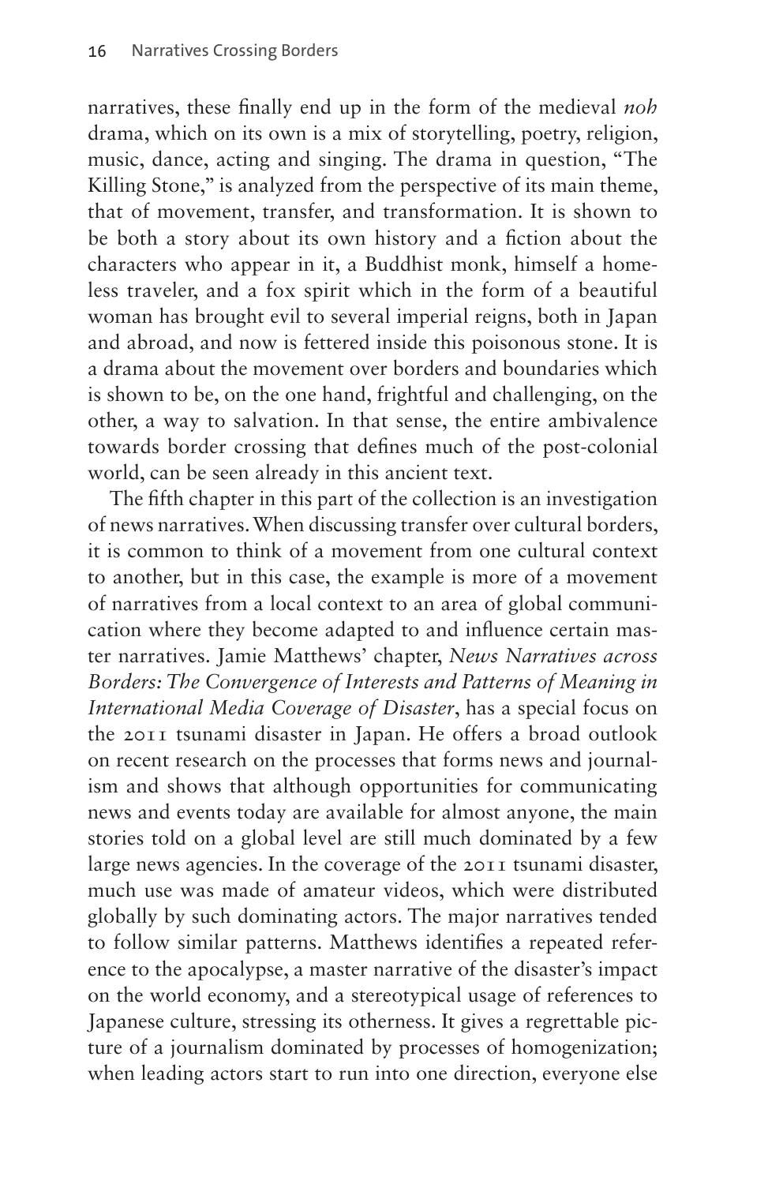narratives, these finally end up in the form of the medieval *noh* drama, which on its own is a mix of storytelling, poetry, religion, music, dance, acting and singing. The drama in question, "The Killing Stone," is analyzed from the perspective of its main theme, that of movement, transfer, and transformation. It is shown to be both a story about its own history and a fiction about the characters who appear in it, a Buddhist monk, himself a homeless traveler, and a fox spirit which in the form of a beautiful woman has brought evil to several imperial reigns, both in Japan and abroad, and now is fettered inside this poisonous stone. It is a drama about the movement over borders and boundaries which is shown to be, on the one hand, frightful and challenging, on the other, a way to salvation. In that sense, the entire ambivalence towards border crossing that defines much of the post-colonial world, can be seen already in this ancient text.

The fifth chapter in this part of the collection is an investigation of news narratives. When discussing transfer over cultural borders, it is common to think of a movement from one cultural context to another, but in this case, the example is more of a movement of narratives from a local context to an area of global communication where they become adapted to and influence certain master narratives. Jamie Matthews' chapter, *News Narratives across Borders: The Convergence of Interests and Patterns of Meaning in International Media Coverage of Disaster*, has a special focus on the 2011 tsunami disaster in Japan. He offers a broad outlook on recent research on the processes that forms news and journalism and shows that although opportunities for communicating news and events today are available for almost anyone, the main stories told on a global level are still much dominated by a few large news agencies. In the coverage of the 2011 tsunami disaster, much use was made of amateur videos, which were distributed globally by such dominating actors. The major narratives tended to follow similar patterns. Matthews identifies a repeated reference to the apocalypse, a master narrative of the disaster's impact on the world economy, and a stereotypical usage of references to Japanese culture, stressing its otherness. It gives a regrettable picture of a journalism dominated by processes of homogenization; when leading actors start to run into one direction, everyone else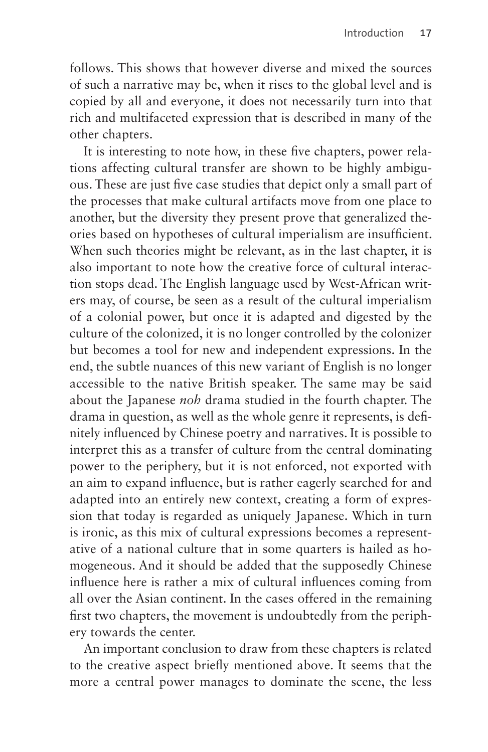follows. This shows that however diverse and mixed the sources of such a narrative may be, when it rises to the global level and is copied by all and everyone, it does not necessarily turn into that rich and multifaceted expression that is described in many of the other chapters.

It is interesting to note how, in these five chapters, power relations affecting cultural transfer are shown to be highly ambiguous. These are just five case studies that depict only a small part of the processes that make cultural artifacts move from one place to another, but the diversity they present prove that generalized theories based on hypotheses of cultural imperialism are insufficient. When such theories might be relevant, as in the last chapter, it is also important to note how the creative force of cultural interaction stops dead. The English language used by West-African writers may, of course, be seen as a result of the cultural imperialism of a colonial power, but once it is adapted and digested by the culture of the colonized, it is no longer controlled by the colonizer but becomes a tool for new and independent expressions. In the end, the subtle nuances of this new variant of English is no longer accessible to the native British speaker. The same may be said about the Japanese *noh* drama studied in the fourth chapter. The drama in question, as well as the whole genre it represents, is definitely influenced by Chinese poetry and narratives. It is possible to interpret this as a transfer of culture from the central dominating power to the periphery, but it is not enforced, not exported with an aim to expand influence, but is rather eagerly searched for and adapted into an entirely new context, creating a form of expression that today is regarded as uniquely Japanese. Which in turn is ironic, as this mix of cultural expressions becomes a representative of a national culture that in some quarters is hailed as homogeneous. And it should be added that the supposedly Chinese influence here is rather a mix of cultural influences coming from all over the Asian continent. In the cases offered in the remaining first two chapters, the movement is undoubtedly from the periphery towards the center.

An important conclusion to draw from these chapters is related to the creative aspect briefly mentioned above. It seems that the more a central power manages to dominate the scene, the less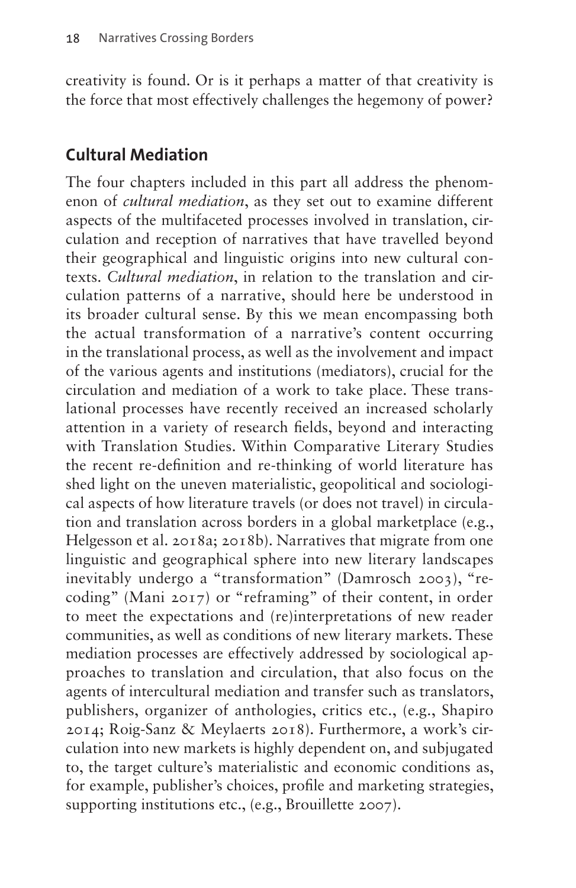creativity is found. Or is it perhaps a matter of that creativity is the force that most effectively challenges the hegemony of power?

## Cultural Mediation

The four chapters included in this part all address the phenomenon of *cultural mediation*, as they set out to examine different aspects of the multifaceted processes involved in translation, circulation and reception of narratives that have travelled beyond their geographical and linguistic origins into new cultural contexts. *Cultural mediation*, in relation to the translation and circulation patterns of a narrative, should here be understood in its broader cultural sense. By this we mean encompassing both the actual transformation of a narrative's content occurring in the translational process, as well as the involvement and impact of the various agents and institutions (mediators), crucial for the circulation and mediation of a work to take place. These translational processes have recently received an increased scholarly attention in a variety of research fields, beyond and interacting with Translation Studies. Within Comparative Literary Studies the recent re-definition and re-thinking of world literature has shed light on the uneven materialistic, geopolitical and sociological aspects of how literature travels (or does not travel) in circulation and translation across borders in a global marketplace (e.g., Helgesson et al. 2018a; 2018b). Narratives that migrate from one linguistic and geographical sphere into new literary landscapes inevitably undergo a "transformation" (Damrosch 2003), "re-coding" (Mani 2017) or "reframing" of their content, in order to meet the expectations and (re)interpretations of new reader communities, as well as conditions of new literary markets. These mediation processes are effectively addressed by sociological approaches to translation and circulation, that also focus on the agents of intercultural mediation and transfer such as translators, publishers, organizer of anthologies, critics etc., (e.g., Shapiro 2014; Roig-Sanz & Meylaerts 2018). Furthermore, a work's circulation into new markets is highly dependent on, and subjugated to, the target culture's materialistic and economic conditions as, for example, publisher's choices, profile and marketing strategies, supporting institutions etc., (e.g., Brouillette 2007).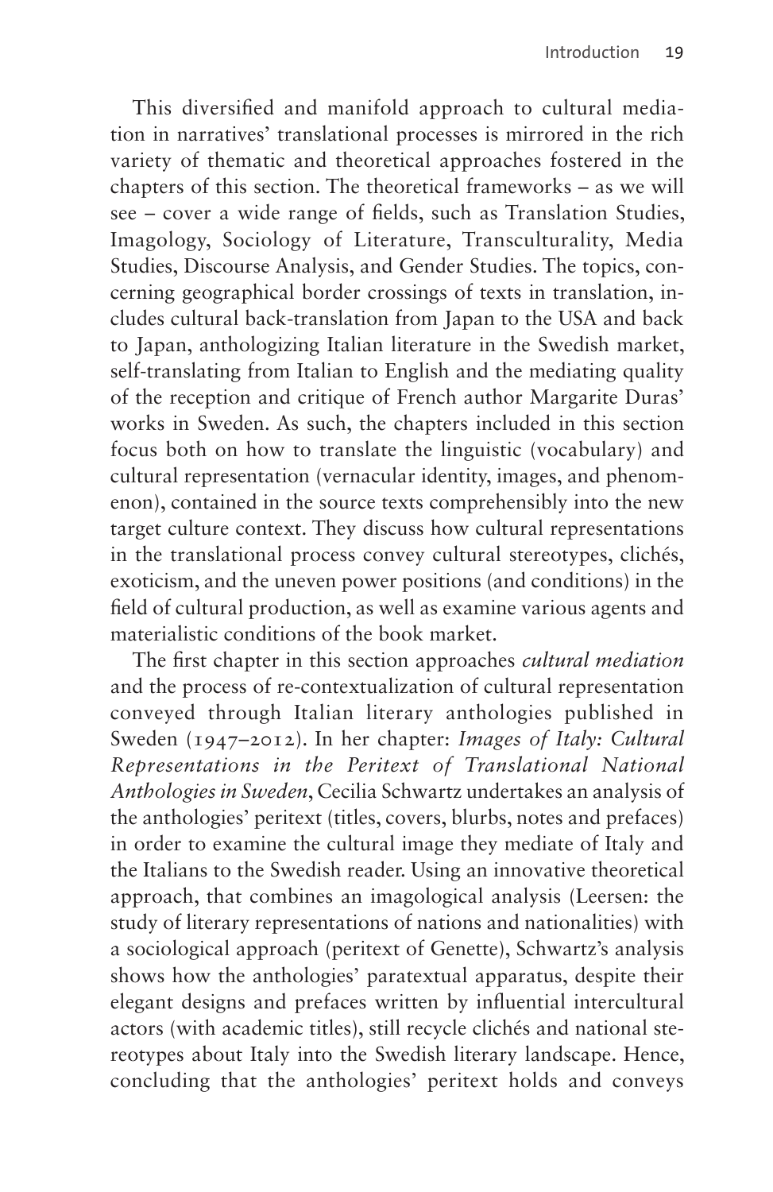This diversified and manifold approach to cultural mediation in narratives' translational processes is mirrored in the rich variety of thematic and theoretical approaches fostered in the chapters of this section. The theoretical frameworks – as we will see – cover a wide range of fields, such as Translation Studies, Imagology, Sociology of Literature, Transculturality, Media Studies, Discourse Analysis, and Gender Studies. The topics, concerning geographical border crossings of texts in translation, includes cultural back-translation from Japan to the USA and back to Japan, anthologizing Italian literature in the Swedish market, self-translating from Italian to English and the mediating quality of the reception and critique of French author Margarite Duras' works in Sweden. As such, the chapters included in this section focus both on how to translate the linguistic (vocabulary) and cultural representation (vernacular identity, images, and phenomenon), contained in the source texts comprehensibly into the new target culture context. They discuss how cultural representations in the translational process convey cultural stereotypes, clichés, exoticism, and the uneven power positions (and conditions) in the field of cultural production, as well as examine various agents and materialistic conditions of the book market.

The first chapter in this section approaches *cultural mediation* and the process of re-contextualization of cultural representation conveyed through Italian literary anthologies published in Sweden (1947–2012). In her chapter: *Images of Italy: Cultural Representations in the Peritext of Translational National Anthologies in Sweden*, Cecilia Schwartz undertakes an analysis of the anthologies' peritext (titles, covers, blurbs, notes and prefaces) in order to examine the cultural image they mediate of Italy and the Italians to the Swedish reader. Using an innovative theoretical approach, that combines an imagological analysis (Leersen: the study of literary representations of nations and nationalities) with a sociological approach (peritext of Genette), Schwartz's analysis shows how the anthologies' paratextual apparatus, despite their elegant designs and prefaces written by influential intercultural actors (with academic titles), still recycle clichés and national stereotypes about Italy into the Swedish literary landscape. Hence, concluding that the anthologies' peritext holds and conveys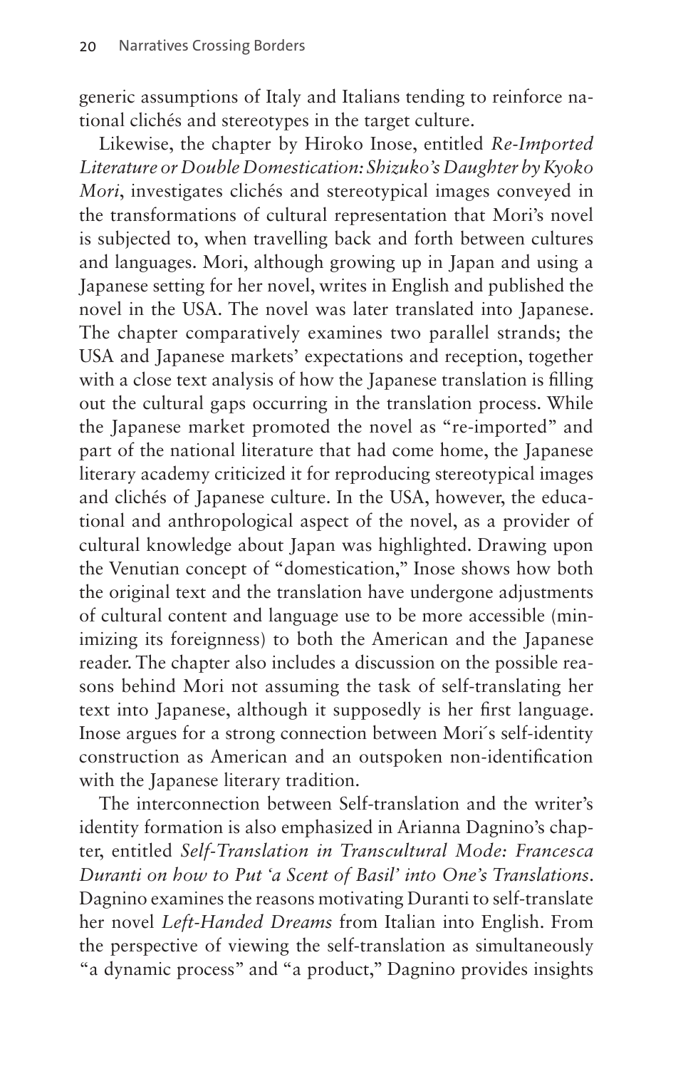generic assumptions of Italy and Italians tending to reinforce national clichés and stereotypes in the target culture.

Likewise, the chapter by Hiroko Inose, entitled *Re-Imported Literature or Double Domestication: Shizuko's Daughter by Kyoko Mori*, investigates clichés and stereotypical images conveyed in the transformations of cultural representation that Mori's novel is subjected to, when travelling back and forth between cultures and languages. Mori, although growing up in Japan and using a Japanese setting for her novel, writes in English and published the novel in the USA. The novel was later translated into Japanese. The chapter comparatively examines two parallel strands; the USA and Japanese markets' expectations and reception, together with a close text analysis of how the Japanese translation is filling out the cultural gaps occurring in the translation process. While the Japanese market promoted the novel as "re-imported" and part of the national literature that had come home, the Japanese literary academy criticized it for reproducing stereotypical images and clichés of Japanese culture. In the USA, however, the educational and anthropological aspect of the novel, as a provider of cultural knowledge about Japan was highlighted. Drawing upon the Venutian concept of "domestication," Inose shows how both the original text and the translation have undergone adjustments of cultural content and language use to be more accessible (minimizing its foreignness) to both the American and the Japanese reader. The chapter also includes a discussion on the possible reasons behind Mori not assuming the task of self-translating her text into Japanese, although it supposedly is her first language. Inose argues for a strong connection between Mori´s self-identity construction as American and an outspoken non-identification with the Japanese literary tradition.

The interconnection between Self-translation and the writer's identity formation is also emphasized in Arianna Dagnino's chapter, entitled *Self-Translation in Transcultural Mode: Francesca Duranti on how to Put 'a Scent of Basil' into One's Translations*. Dagnino examines the reasons motivating Duranti to self-translate her novel *Left-Handed Dreams* from Italian into English. From the perspective of viewing the self-translation as simultaneously "a dynamic process" and "a product," Dagnino provides insights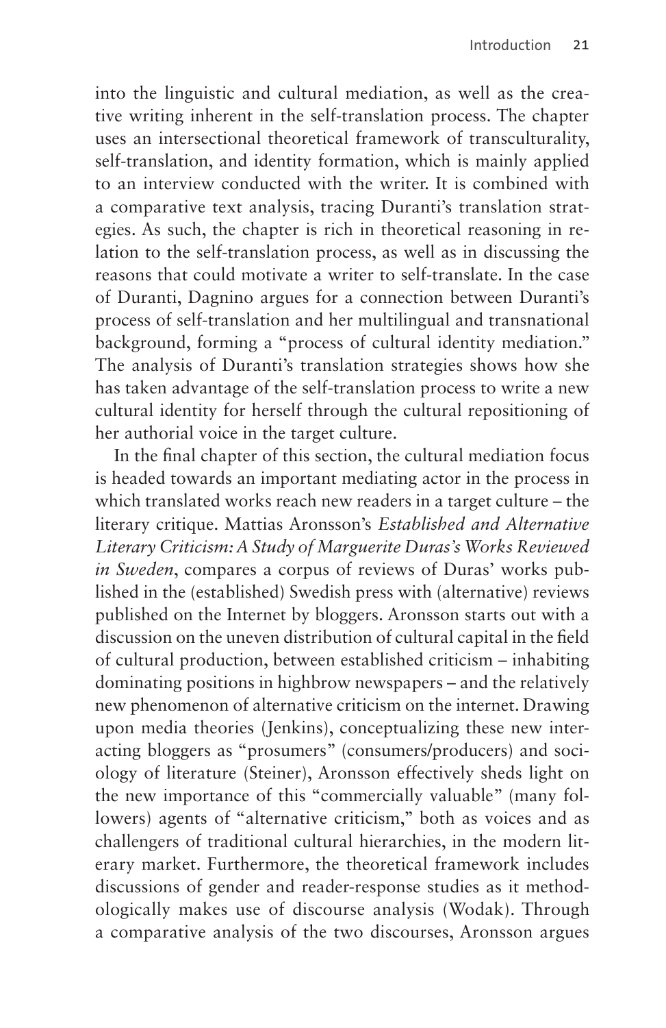into the linguistic and cultural mediation, as well as the creative writing inherent in the self-translation process. The chapter uses an intersectional theoretical framework of transculturality, self-translation, and identity formation, which is mainly applied to an interview conducted with the writer. It is combined with a comparative text analysis, tracing Duranti's translation strategies. As such, the chapter is rich in theoretical reasoning in relation to the self-translation process, as well as in discussing the reasons that could motivate a writer to self-translate. In the case of Duranti, Dagnino argues for a connection between Duranti's process of self-translation and her multilingual and transnational background, forming a "process of cultural identity mediation." The analysis of Duranti's translation strategies shows how she has taken advantage of the self-translation process to write a new cultural identity for herself through the cultural repositioning of her authorial voice in the target culture.

In the final chapter of this section, the cultural mediation focus is headed towards an important mediating actor in the process in which translated works reach new readers in a target culture – the literary critique. Mattias Aronsson's *Established and Alternative Literary Criticism: A Study of Marguerite Duras's Works Reviewed in Sweden*, compares a corpus of reviews of Duras' works published in the (established) Swedish press with (alternative) reviews published on the Internet by bloggers. Aronsson starts out with a discussion on the uneven distribution of cultural capital in the field of cultural production, between established criticism – inhabiting dominating positions in highbrow newspapers – and the relatively new phenomenon of alternative criticism on the internet. Drawing upon media theories (Jenkins), conceptualizing these new interacting bloggers as "prosumers" (consumers/producers) and sociology of literature (Steiner), Aronsson effectively sheds light on the new importance of this "commercially valuable" (many followers) agents of "alternative criticism," both as voices and as challengers of traditional cultural hierarchies, in the modern literary market. Furthermore, the theoretical framework includes discussions of gender and reader-response studies as it methodologically makes use of discourse analysis (Wodak). Through a comparative analysis of the two discourses, Aronsson argues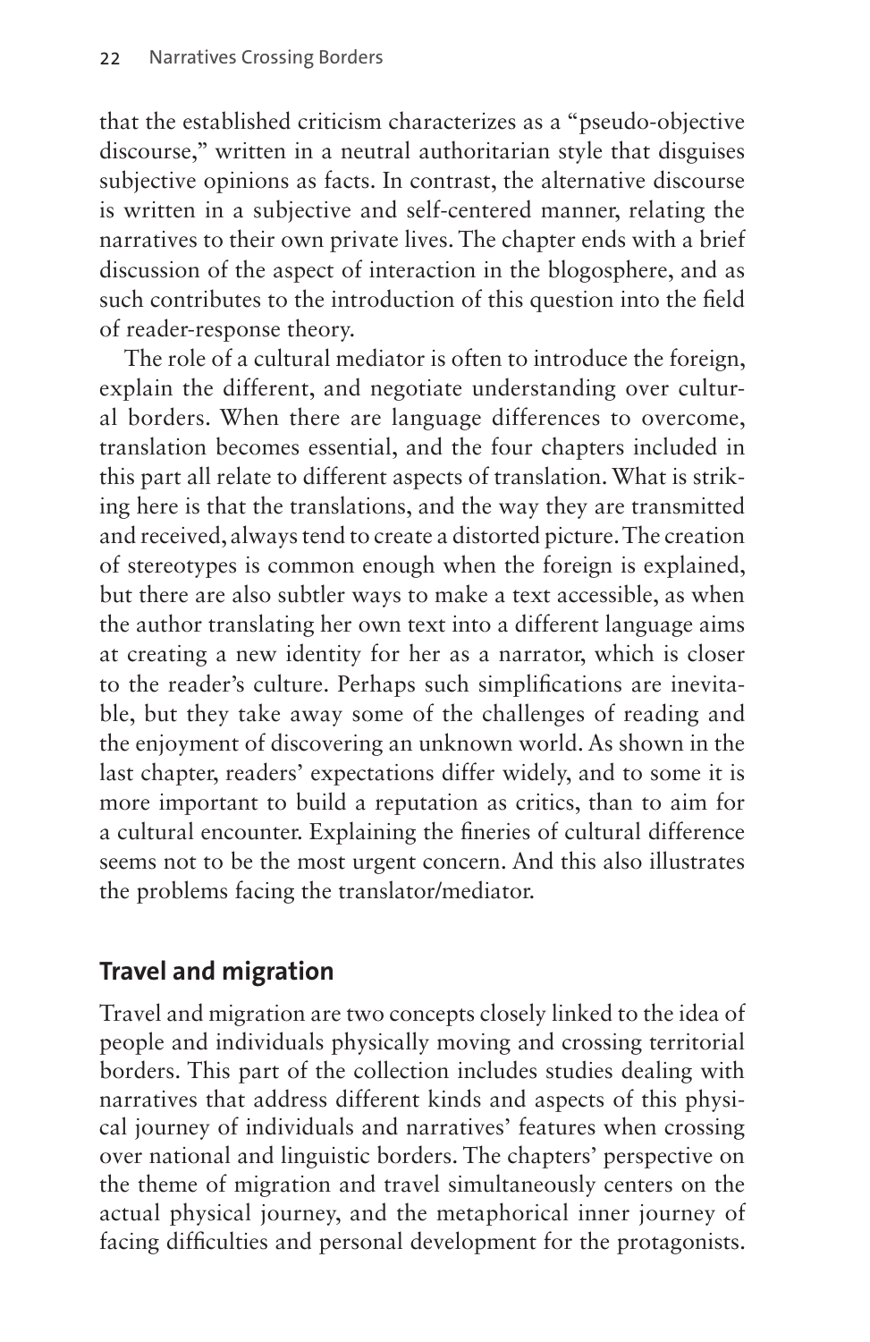that the established criticism characterizes as a "pseudo-objective discourse," written in a neutral authoritarian style that disguises subjective opinions as facts. In contrast, the alternative discourse is written in a subjective and self-centered manner, relating the narratives to their own private lives. The chapter ends with a brief discussion of the aspect of interaction in the blogosphere, and as such contributes to the introduction of this question into the field of reader-response theory.

The role of a cultural mediator is often to introduce the foreign, explain the different, and negotiate understanding over cultural borders. When there are language differences to overcome, translation becomes essential, and the four chapters included in this part all relate to different aspects of translation. What is striking here is that the translations, and the way they are transmitted and received, always tend to create a distorted picture. The creation of stereotypes is common enough when the foreign is explained, but there are also subtler ways to make a text accessible, as when the author translating her own text into a different language aims at creating a new identity for her as a narrator, which is closer to the reader's culture. Perhaps such simplifications are inevitable, but they take away some of the challenges of reading and the enjoyment of discovering an unknown world. As shown in the last chapter, readers' expectations differ widely, and to some it is more important to build a reputation as critics, than to aim for a cultural encounter. Explaining the fineries of cultural difference seems not to be the most urgent concern. And this also illustrates the problems facing the translator/mediator.

## Travel and migration

Travel and migration are two concepts closely linked to the idea of people and individuals physically moving and crossing territorial borders. This part of the collection includes studies dealing with narratives that address different kinds and aspects of this physical journey of individuals and narratives' features when crossing over national and linguistic borders. The chapters' perspective on the theme of migration and travel simultaneously centers on the actual physical journey, and the metaphorical inner journey of facing difficulties and personal development for the protagonists.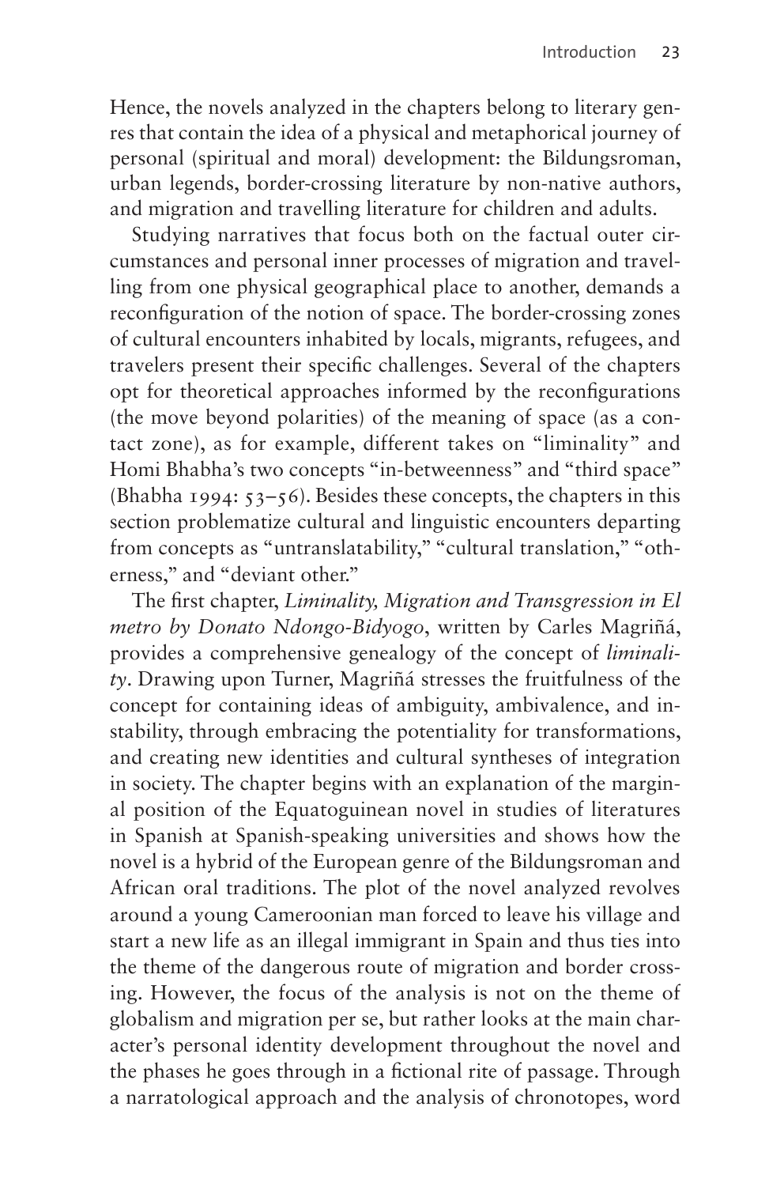Hence, the novels analyzed in the chapters belong to literary genres that contain the idea of a physical and metaphorical journey of personal (spiritual and moral) development: the Bildungsroman, urban legends, border-crossing literature by non-native authors, and migration and travelling literature for children and adults.

Studying narratives that focus both on the factual outer circumstances and personal inner processes of migration and travelling from one physical geographical place to another, demands a reconfiguration of the notion of space. The border-crossing zones of cultural encounters inhabited by locals, migrants, refugees, and travelers present their specific challenges. Several of the chapters opt for theoretical approaches informed by the reconfigurations (the move beyond polarities) of the meaning of space (as a contact zone), as for example, different takes on "liminality" and Homi Bhabha's two concepts "in-betweenness" and "third space" (Bhabha 1994: 53–56). Besides these concepts, the chapters in this section problematize cultural and linguistic encounters departing from concepts as "untranslatability," "cultural translation," "otherness," and "deviant other."

The first chapter, *Liminality, Migration and Transgression in El metro by Donato Ndongo-Bidyogo*, written by Carles Magriñá, provides a comprehensive genealogy of the concept of *liminality*. Drawing upon Turner, Magriñá stresses the fruitfulness of the concept for containing ideas of ambiguity, ambivalence, and instability, through embracing the potentiality for transformations, and creating new identities and cultural syntheses of integration in society. The chapter begins with an explanation of the marginal position of the Equatoguinean novel in studies of literatures in Spanish at Spanish-speaking universities and shows how the novel is a hybrid of the European genre of the Bildungsroman and African oral traditions. The plot of the novel analyzed revolves around a young Cameroonian man forced to leave his village and start a new life as an illegal immigrant in Spain and thus ties into the theme of the dangerous route of migration and border crossing. However, the focus of the analysis is not on the theme of globalism and migration per se, but rather looks at the main character's personal identity development throughout the novel and the phases he goes through in a fictional rite of passage. Through a narratological approach and the analysis of chronotopes, word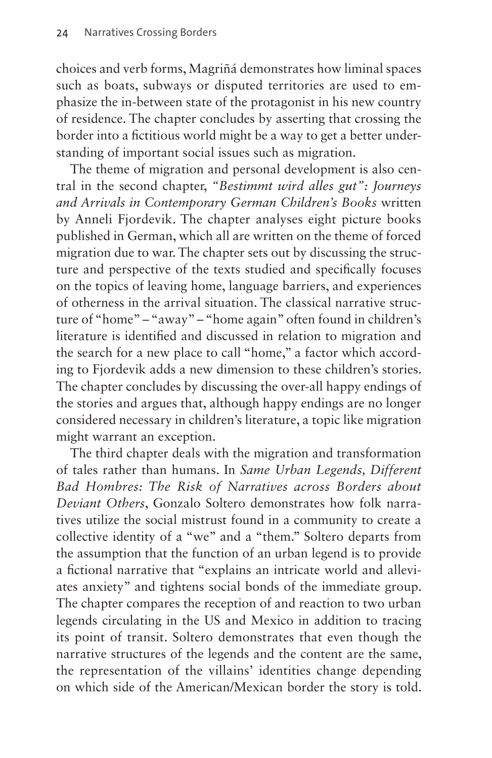choices and verb forms, Magriñá demonstrates how liminal spaces such as boats, subways or disputed territories are used to emphasize the in-between state of the protagonist in his new country of residence. The chapter concludes by asserting that crossing the border into a fictitious world might be a way to get a better understanding of important social issues such as migration.

The theme of migration and personal development is also central in the second chapter, *"Bestimmt wird alles gut": Journeys and Arrivals in Contemporary German Children's Books* written by Anneli Fjordevik. The chapter analyses eight picture books published in German, which all are written on the theme of forced migration due to war. The chapter sets out by discussing the structure and perspective of the texts studied and specifically focuses on the topics of leaving home, language barriers, and experiences of otherness in the arrival situation. The classical narrative structure of "home" – "away" – "home again" often found in children's literature is identified and discussed in relation to migration and the search for a new place to call "home," a factor which according to Fjordevik adds a new dimension to these children's stories. The chapter concludes by discussing the over-all happy endings of the stories and argues that, although happy endings are no longer considered necessary in children's literature, a topic like migration might warrant an exception.

The third chapter deals with the migration and transformation of tales rather than humans. In *Same Urban Legends, Different Bad Hombres: The Risk of Narratives across Borders about Deviant Others*, Gonzalo Soltero demonstrates how folk narratives utilize the social mistrust found in a community to create a collective identity of a "we" and a "them." Soltero departs from the assumption that the function of an urban legend is to provide a fictional narrative that "explains an intricate world and alleviates anxiety" and tightens social bonds of the immediate group. The chapter compares the reception of and reaction to two urban legends circulating in the US and Mexico in addition to tracing its point of transit. Soltero demonstrates that even though the narrative structures of the legends and the content are the same, the representation of the villains' identities change depending on which side of the American/Mexican border the story is told.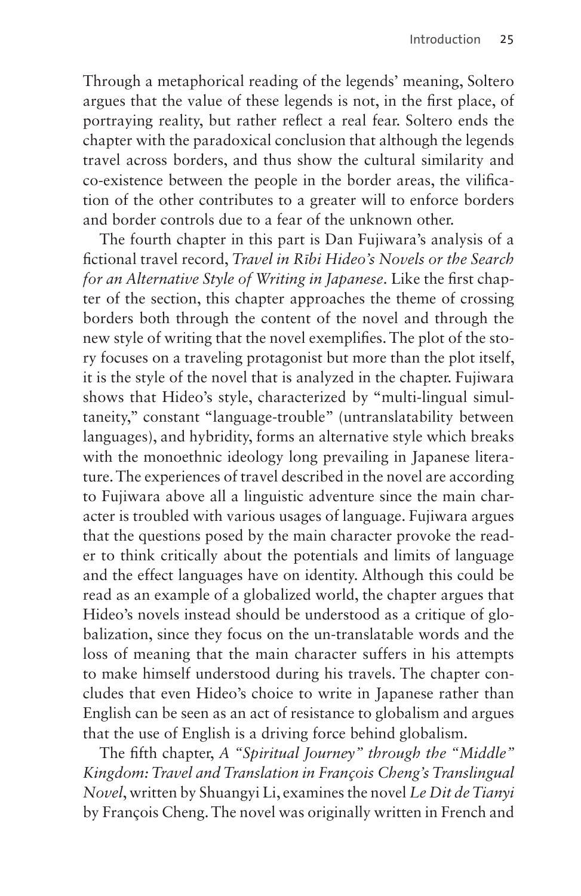Through a metaphorical reading of the legends' meaning, Soltero argues that the value of these legends is not, in the first place, of portraying reality, but rather reflect a real fear. Soltero ends the chapter with the paradoxical conclusion that although the legends travel across borders, and thus show the cultural similarity and co-existence between the people in the border areas, the vilification of the other contributes to a greater will to enforce borders and border controls due to a fear of the unknown other.

The fourth chapter in this part is Dan Fujiwara's analysis of a fictional travel record, *Travel in Rībi Hideo's Novels or the Search for an Alternative Style of Writing in Japanese*. Like the first chapter of the section, this chapter approaches the theme of crossing borders both through the content of the novel and through the new style of writing that the novel exemplifies. The plot of the story focuses on a traveling protagonist but more than the plot itself, it is the style of the novel that is analyzed in the chapter. Fujiwara shows that Hideo's style, characterized by "multi-lingual simultaneity," constant "language-trouble" (untranslatability between languages), and hybridity, forms an alternative style which breaks with the monoethnic ideology long prevailing in Japanese literature. The experiences of travel described in the novel are according to Fujiwara above all a linguistic adventure since the main character is troubled with various usages of language. Fujiwara argues that the questions posed by the main character provoke the reader to think critically about the potentials and limits of language and the effect languages have on identity. Although this could be read as an example of a globalized world, the chapter argues that Hideo's novels instead should be understood as a critique of globalization, since they focus on the un-translatable words and the loss of meaning that the main character suffers in his attempts to make himself understood during his travels. The chapter concludes that even Hideo's choice to write in Japanese rather than English can be seen as an act of resistance to globalism and argues that the use of English is a driving force behind globalism.

The fifth chapter, *A "Spiritual Journey" through the "Middle" Kingdom: Travel and Translation in François Cheng's Translingual Novel*, written by Shuangyi Li, examines the novel *Le Dit de Tianyi* by François Cheng. The novel was originally written in French and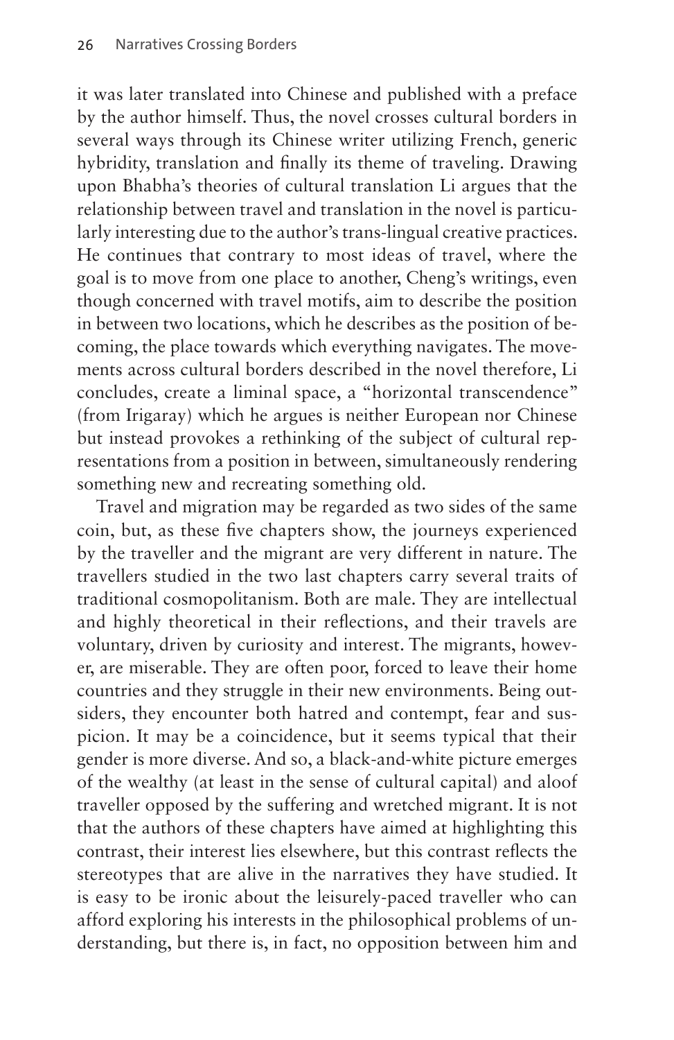it was later translated into Chinese and published with a preface by the author himself. Thus, the novel crosses cultural borders in several ways through its Chinese writer utilizing French, generic hybridity, translation and finally its theme of traveling. Drawing upon Bhabha's theories of cultural translation Li argues that the relationship between travel and translation in the novel is particularly interesting due to the author's trans-lingual creative practices. He continues that contrary to most ideas of travel, where the goal is to move from one place to another, Cheng's writings, even though concerned with travel motifs, aim to describe the position in between two locations, which he describes as the position of becoming, the place towards which everything navigates. The movements across cultural borders described in the novel therefore, Li concludes, create a liminal space, a "horizontal transcendence" (from Irigaray) which he argues is neither European nor Chinese but instead provokes a rethinking of the subject of cultural representations from a position in between, simultaneously rendering something new and recreating something old.

Travel and migration may be regarded as two sides of the same coin, but, as these five chapters show, the journeys experienced by the traveller and the migrant are very different in nature. The travellers studied in the two last chapters carry several traits of traditional cosmopolitanism. Both are male. They are intellectual and highly theoretical in their reflections, and their travels are voluntary, driven by curiosity and interest. The migrants, however, are miserable. They are often poor, forced to leave their home countries and they struggle in their new environments. Being outsiders, they encounter both hatred and contempt, fear and suspicion. It may be a coincidence, but it seems typical that their gender is more diverse. And so, a black-and-white picture emerges of the wealthy (at least in the sense of cultural capital) and aloof traveller opposed by the suffering and wretched migrant. It is not that the authors of these chapters have aimed at highlighting this contrast, their interest lies elsewhere, but this contrast reflects the stereotypes that are alive in the narratives they have studied. It is easy to be ironic about the leisurely-paced traveller who can afford exploring his interests in the philosophical problems of understanding, but there is, in fact, no opposition between him and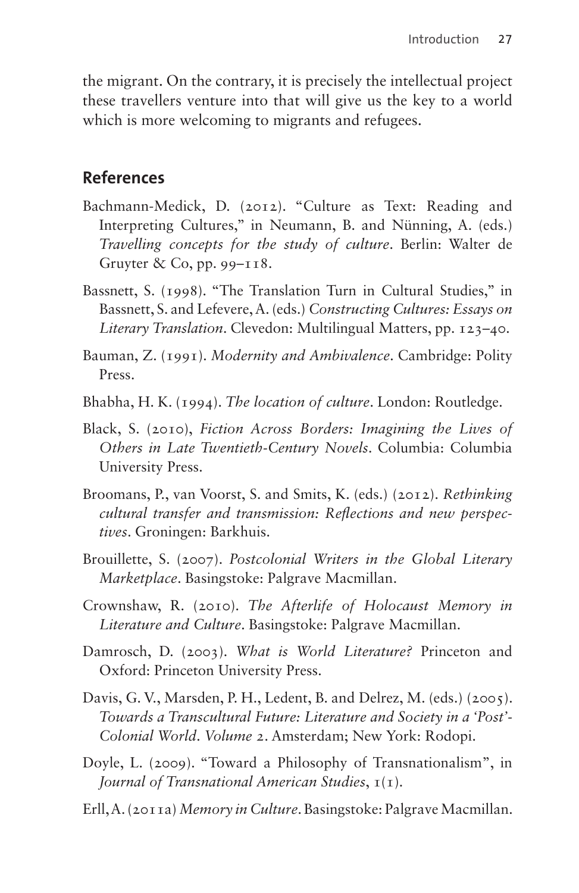the migrant. On the contrary, it is precisely the intellectual project these travellers venture into that will give us the key to a world which is more welcoming to migrants and refugees.

## References

Bachmann-Medick, D. (2012). "Culture as Text: Reading and Interpreting Cultures," in Neumann, B. and Nünning, A. (eds.) *Travelling concepts for the study of culture*. Berlin: Walter de Gruyter & Co, pp. 99–118.

Bassnett, S. (1998). "The Translation Turn in Cultural Studies," in Bassnett, S. and Lefevere, A. (eds.) *Constructing Cultures: Essays on Literary Translation*. Clevedon: Multilingual Matters, pp. 123–40.

Bauman, Z. (1991). *Modernity and Ambivalence*. Cambridge: Polity Press.

Bhabha, H. K. (1994). *The location of culture*. London: Routledge.

Black, S. (2010), *Fiction Across Borders: Imagining the Lives of Others in Late Twentieth-Century Novels*. Columbia: Columbia University Press.

Broomans, P., van Voorst, S. and Smits, K. (eds.) (2012). *Rethinking cultural transfer and transmission: Reflections and new perspectives*. Groningen: Barkhuis.

Brouillette, S. (2007). *Postcolonial Writers in the Global Literary Marketplace*. Basingstoke: Palgrave Macmillan.

Crownshaw, R. (2010). *The Afterlife of Holocaust Memory in Literature and Culture*. Basingstoke: Palgrave Macmillan.

Damrosch, D. (2003). *What is World Literature?* Princeton and Oxford: Princeton University Press.

Davis, G. V., Marsden, P. H., Ledent, B. and Delrez, M. (eds.) (2005). *Towards a Transcultural Future: Literature and Society in a 'Post'-Colonial World. Volume 2*. Amsterdam; New York: Rodopi.

Doyle, L. (2009). "Toward a Philosophy of Transnationalism", in *Journal of Transnational American Studies*, 1(1).

Erll, A. (2011a) *Memory in Culture*. Basingstoke: Palgrave Macmillan.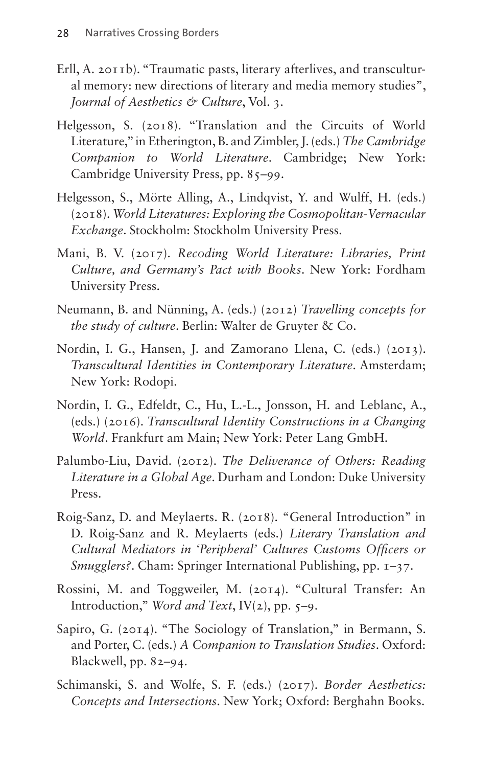Erll, A. 2011b). "Traumatic pasts, literary afterlives, and transcultural memory: new directions of literary and media memory studies", *Journal of Aesthetics & Culture*, Vol. 3.

Helgesson, S. (2018). "Translation and the Circuits of World Literature," in Etherington, B. and Zimbler, J. (eds.) *The Cambridge Companion to World Literature*. Cambridge; New York: Cambridge University Press, pp. 85–99.

Helgesson, S., Mörte Alling, A., Lindqvist, Y. and Wulff, H. (eds.) (2018). *World Literatures: Exploring the Cosmopolitan-Vernacular Exchange*. Stockholm: Stockholm University Press.

Mani, B. V. (2017). *Recoding World Literature: Libraries, Print Culture, and Germany's Pact with Books*. New York: Fordham University Press.

Neumann, B. and Nünning, A. (eds.) (2012) *Travelling concepts for the study of culture*. Berlin: Walter de Gruyter & Co.

Nordin, I. G., Hansen, J. and Zamorano Llena, C. (eds.) (2013). *Transcultural Identities in Contemporary Literature*. Amsterdam; New York: Rodopi.

Nordin, I. G., Edfeldt, C., Hu, L.-L., Jonsson, H. and Leblanc, A., (eds.) (2016). *Transcultural Identity Constructions in a Changing World*. Frankfurt am Main; New York: Peter Lang GmbH.

Palumbo-Liu, David. (2012). *The Deliverance of Others: Reading Literature in a Global Age*. Durham and London: Duke University Press.

Roig-Sanz, D. and Meylaerts. R. (2018). "General Introduction" in D. Roig-Sanz and R. Meylaerts (eds.) *Literary Translation and Cultural Mediators in 'Peripheral' Cultures Customs Officers or Smugglers?*. Cham: Springer International Publishing, pp. 1–37.

Rossini, M. and Toggweiler, M. (2014). "Cultural Transfer: An Introduction," *Word and Text*, IV(2), pp. 5–9.

Sapiro, G. (2014). "The Sociology of Translation," in Bermann, S. and Porter, C. (eds.) *A Companion to Translation Studies*. Oxford: Blackwell, pp. 82–94.

Schimanski, S. and Wolfe, S. F. (eds.) (2017). *Border Aesthetics: Concepts and Intersections*. New York; Oxford: Berghahn Books.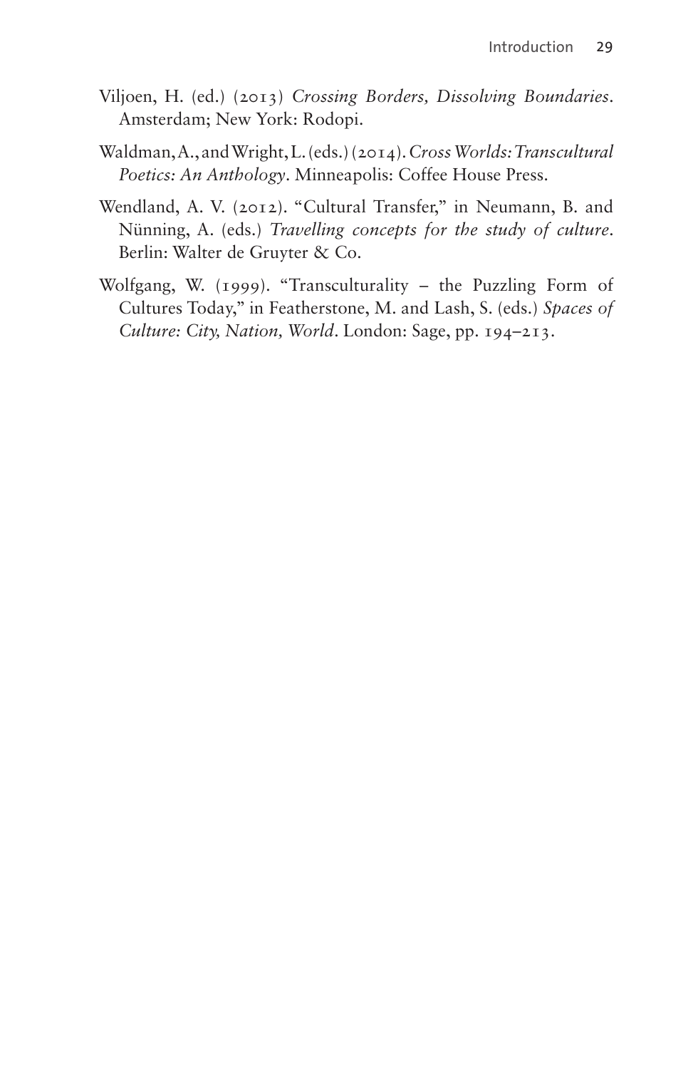Viljoen, H. (ed.) (2013) *Crossing Borders, Dissolving Boundaries*. Amsterdam; New York: Rodopi.

Waldman, A., and Wright, L. (eds.) (2014). *Cross Worlds: Transcultural Poetics: An Anthology*. Minneapolis: Coffee House Press.

Wendland, A. V. (2012). "Cultural Transfer," in Neumann, B. and Nünning, A. (eds.) *Travelling concepts for the study of culture*. Berlin: Walter de Gruyter & Co.

Wolfgang, W. (1999). "Transculturality – the Puzzling Form of Cultures Today," in Featherstone, M. and Lash, S. (eds.) *Spaces of Culture: City, Nation, World*. London: Sage, pp. 194–213.